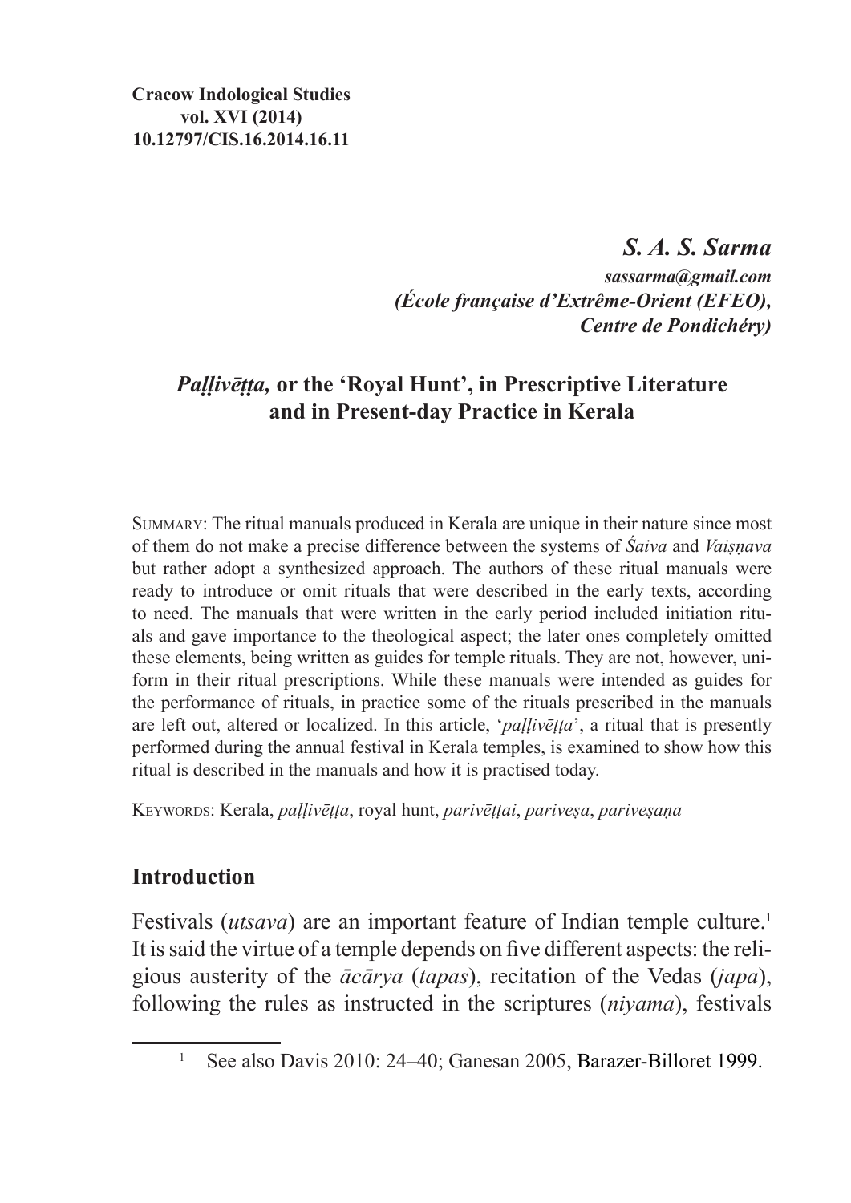**Cracow Indological Studies**
**vol. XVI (2014)**
**10.12797/CIS.16.2014.16.11**

***S. A. S. Sarma***

***sassarma@gmail.com***
***(École française d'Extrême-Orient (EFEO), Centre de Pondichéry)***

## *Paḷḷivēṭṭa,* or the 'Royal Hunt', in Prescriptive Literature and in Present-day Practice in Kerala

Summary: The ritual manuals produced in Kerala are unique in their nature since most of them do not make a precise difference between the systems of *Śaiva* and *Vaiṣṇava* but rather adopt a synthesized approach. The authors of these ritual manuals were ready to introduce or omit rituals that were described in the early texts, according to need. The manuals that were written in the early period included initiation rituals and gave importance to the theological aspect; the later ones completely omitted these elements, being written as guides for temple rituals. They are not, however, uniform in their ritual prescriptions. While these manuals were intended as guides for the performance of rituals, in practice some of the rituals prescribed in the manuals are left out, altered or localized. In this article, '*paḷḷivēṭṭa*', a ritual that is presently performed during the annual festival in Kerala temples, is examined to show how this ritual is described in the manuals and how it is practised today.

Keywords: Kerala, *paḷḷivēṭṭa*, royal hunt, *parivēṭṭai*, *pariveṣa*, *pariveṣaṇa*

## Introduction

Festivals (*utsava*) are an important feature of Indian temple culture.[1] It is said the virtue of a temple depends on five different aspects: the religious austerity of the *ācārya* (*tapas*), recitation of the Vedas (*japa*), following the rules as instructed in the scriptures (*niyama*), festivals

[1] See also Davis 2010: 24–40; Ganesan 2005, Barazer-Billoret 1999.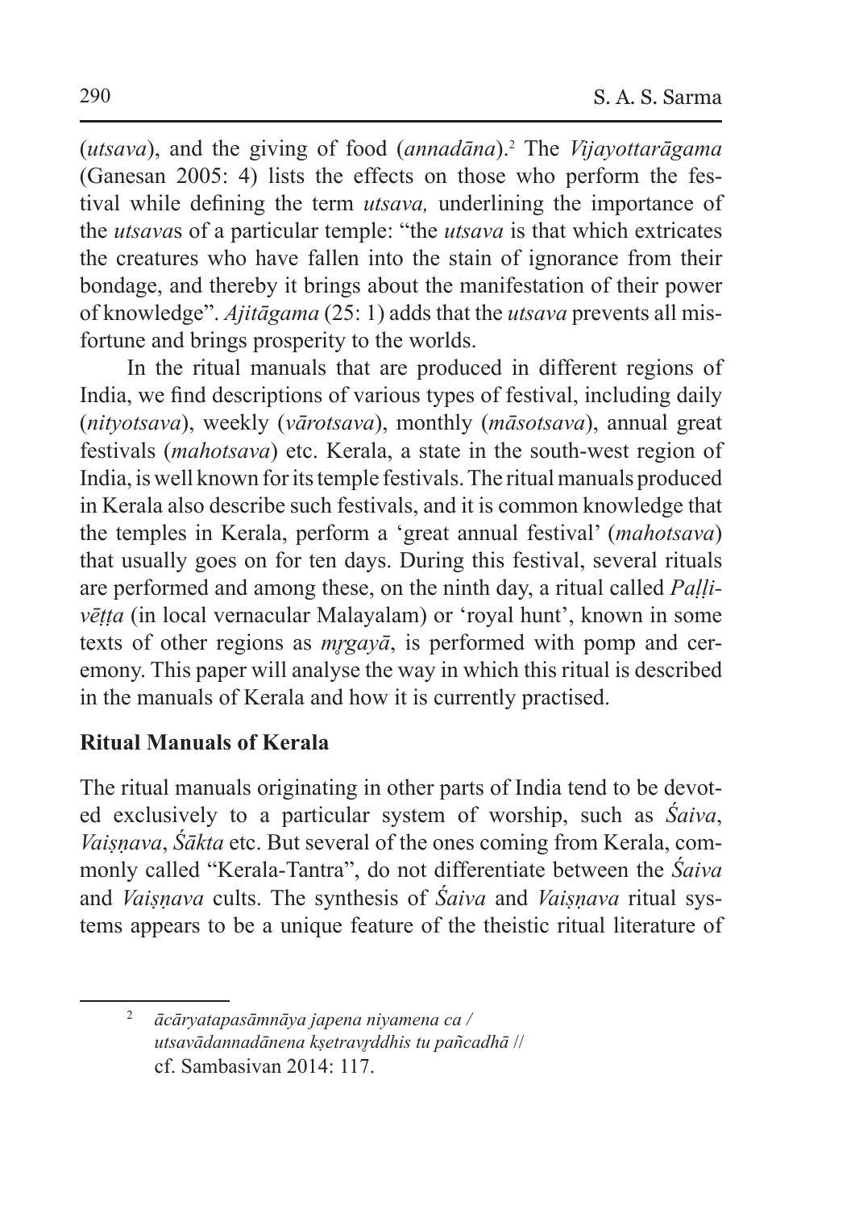(*utsava*), and the giving of food (*annadāna*).[2] The *Vijayottarāgama* (Ganesan 2005: 4) lists the effects on those who perform the festival while defining the term *utsava,* underlining the importance of the *utsava*s of a particular temple: "the *utsava* is that which extricates the creatures who have fallen into the stain of ignorance from their bondage, and thereby it brings about the manifestation of their power of knowledge". *Ajitāgama* (25: 1) adds that the *utsava* prevents all misfortune and brings prosperity to the worlds.

In the ritual manuals that are produced in different regions of India, we find descriptions of various types of festival, including daily (*nityotsava*), weekly (*vārotsava*), monthly (*māsotsava*), annual great festivals (*mahotsava*) etc. Kerala, a state in the south-west region of India, is well known for its temple festivals. The ritual manuals produced in Kerala also describe such festivals, and it is common knowledge that the temples in Kerala, perform a 'great annual festival' (*mahotsava*) that usually goes on for ten days. During this festival, several rituals are performed and among these, on the ninth day, a ritual called *Paḷḷivēṭṭa* (in local vernacular Malayalam) or 'royal hunt', known in some texts of other regions as *mṛgayā*, is performed with pomp and ceremony. This paper will analyse the way in which this ritual is described in the manuals of Kerala and how it is currently practised.

## Ritual Manuals of Kerala

The ritual manuals originating in other parts of India tend to be devoted exclusively to a particular system of worship, such as *Śaiva*, *Vaiṣṇava*, *Śākta* etc. But several of the ones coming from Kerala, commonly called "Kerala-Tantra", do not differentiate between the *Śaiva* and *Vaiṣṇava* cults. The synthesis of *Śaiva* and *Vaiṣṇava* ritual systems appears to be a unique feature of the theistic ritual literature of

---

[2] *ācāryatapasāmnāya japena niyamena ca /*
*utsavādannadānena kṣetravṛddhis tu pañcadhā //*
cf. Sambasivan 2014: 117.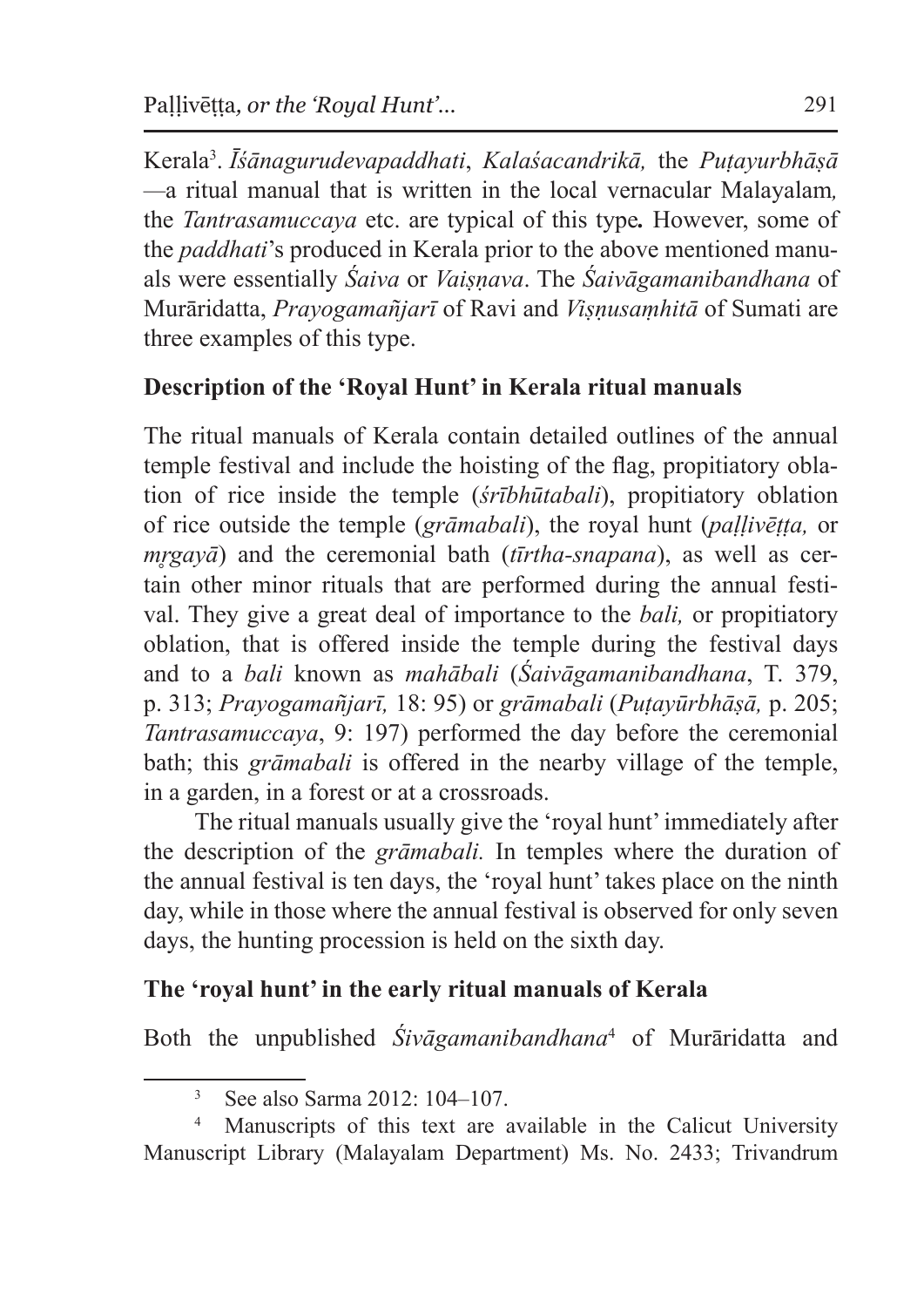Kerala[3]. *Īśānagurudevapaddhati*, *Kalaśacandrikā,* the *Puṭayurbhāṣā* —a ritual manual that is written in the local vernacular Malayalam*,* the *Tantrasamuccaya* etc. are typical of this type**.** However, some of the *paddhati*'s produced in Kerala prior to the above mentioned manuals were essentially *Śaiva* or *Vaiṣṇava*. The *Śaivāgamanibandhana* of Murāridatta, *Prayogamañjarī* of Ravi and *Viṣṇusaṃhitā* of Sumati are three examples of this type.

## Description of the 'Royal Hunt' in Kerala ritual manuals

The ritual manuals of Kerala contain detailed outlines of the annual temple festival and include the hoisting of the flag, propitiatory oblation of rice inside the temple (*śrībhūtabali*), propitiatory oblation of rice outside the temple (*grāmabali*), the royal hunt (*paḷḷivēṭṭa,* or *mr̥gayā*) and the ceremonial bath (*tīrtha-snapana*), as well as certain other minor rituals that are performed during the annual festival. They give a great deal of importance to the *bali,* or propitiatory oblation, that is offered inside the temple during the festival days and to a *bali* known as *mahābali* (*Śaivāgamanibandhana*, T. 379, p. 313; *Prayogamañjarī,* 18: 95) or *grāmabali* (*Puṭayūrbhāṣā,* p. 205; *Tantrasamuccaya*, 9: 197) performed the day before the ceremonial bath; this *grāmabali* is offered in the nearby village of the temple, in a garden, in a forest or at a crossroads.

The ritual manuals usually give the 'royal hunt' immediately after the description of the *grāmabali.* In temples where the duration of the annual festival is ten days, the 'royal hunt' takes place on the ninth day, while in those where the annual festival is observed for only seven days, the hunting procession is held on the sixth day.

## The 'royal hunt' in the early ritual manuals of Kerala

Both the unpublished *Śivāgamanibandhana*[4] of Murāridatta and

[3] See also Sarma 2012: 104–107.

[4] Manuscripts of this text are available in the Calicut University Manuscript Library (Malayalam Department) Ms. No. 2433; Trivandrum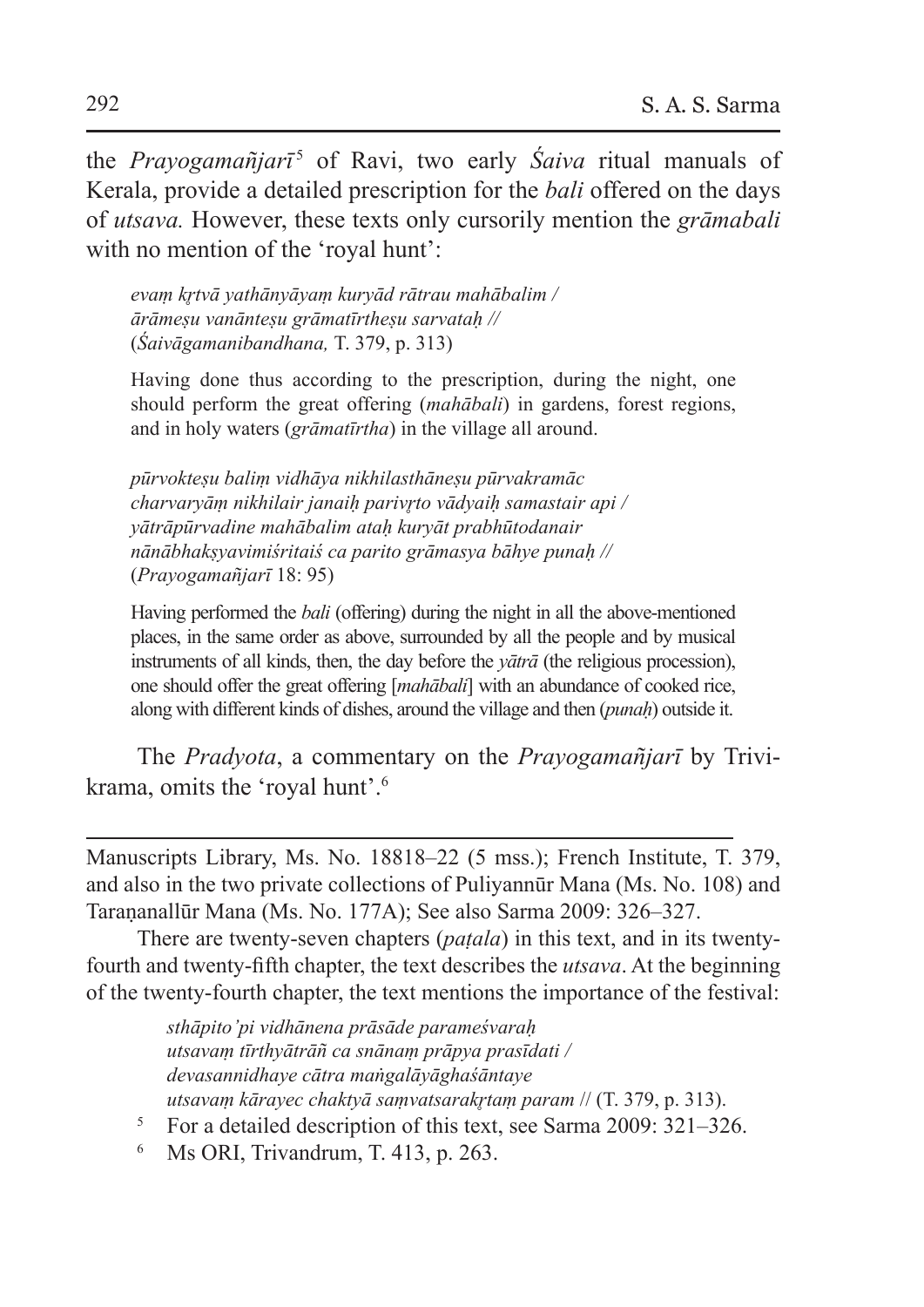the *Prayogamañjarī*[5] of Ravi, two early *Śaiva* ritual manuals of Kerala, provide a detailed prescription for the *bali* offered on the days of *utsava.* However, these texts only cursorily mention the *grāmabali* with no mention of the 'royal hunt':

> *evaṃ kṛtvā yathānyāyaṃ kuryād rātrau mahābalim /*
> *ārāmeṣu vanānteṣu grāmatīrtheṣu sarvataḥ //*
> (*Śaivāgamanibandhana,* T. 379, p. 313)
>
> Having done thus according to the prescription, during the night, one should perform the great offering (*mahābali*) in gardens, forest regions, and in holy waters (*grāmatīrtha*) in the village all around.
>
> *pūrvokteṣu baliṃ vidhāya nikhilasthāneṣu pūrvakramāc*
> *charvaryāṃ nikhilair janaiḥ parivṛto vādyaiḥ samastair api /*
> *yātrāpūrvadine mahābalim ataḥ kuryāt prabhūtodanair*
> *nānābhakṣyavimiśritaiś ca parito grāmasya bāhye punaḥ //*
> (*Prayogamañjarī* 18: 95)
>
> Having performed the *bali* (offering) during the night in all the above-mentioned places, in the same order as above, surrounded by all the people and by musical instruments of all kinds, then, the day before the *yātrā* (the religious procession), one should offer the great offering [*mahābali*] with an abundance of cooked rice, along with different kinds of dishes, around the village and then (*punaḥ*) outside it.

The *Pradyota*, a commentary on the *Prayogamañjarī* by Trivikrama, omits the 'royal hunt'.[6]

---

Manuscripts Library, Ms. No. 18818–22 (5 mss.); French Institute, T. 379, and also in the two private collections of Puliyannūr Mana (Ms. No. 108) and Taraṇanallūr Mana (Ms. No. 177A); See also Sarma 2009: 326–327.

There are twenty-seven chapters (*paṭala*) in this text, and in its twenty-fourth and twenty-fifth chapter, the text describes the *utsava*. At the beginning of the twenty-fourth chapter, the text mentions the importance of the festival:

> *sthāpito'pi vidhānena prāsāde parameśvaraḥ*
> *utsavaṃ tīrthyātrāñ ca snānaṃ prāpya prasīdati /*
> *devasannidhaye cātra maṅgalāyāghaśāntaye*
> *utsavaṃ kārayec chaktyā saṃvatsarakṛtaṃ param* // (T. 379, p. 313).

[5] For a detailed description of this text, see Sarma 2009: 321–326.

[6] Ms ORI, Trivandrum, T. 413, p. 263.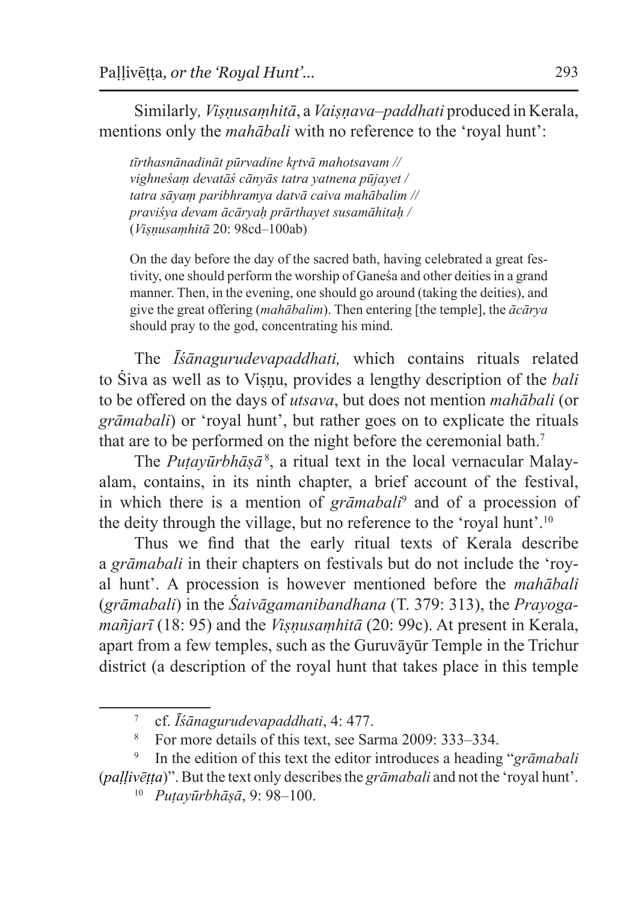Similarly, *Viṣṇusaṃhitā*, a *Vaiṣṇava–paddhati* produced in Kerala, mentions only the *mahābali* with no reference to the 'royal hunt':

> *tīrthasnānadināt pūrvadine kṛtvā mahotsavam //*
> *vighneśaṃ devatāś cānyās tatra yatnena pūjayet /*
> *tatra sāyaṃ paribhramya datvā caiva mahābalim //*
> *praviśya devam ācāryaḥ prārthayet susamāhitaḥ /*
> (*Viṣṇusaṃhitā* 20: 98cd–100ab)
>
> On the day before the day of the sacred bath, having celebrated a great festivity, one should perform the worship of Ganeśa and other deities in a grand manner. Then, in the evening, one should go around (taking the deities), and give the great offering (*mahābalim*). Then entering [the temple], the *ācārya* should pray to the god, concentrating his mind.

The *Īśānagurudevapaddhati,* which contains rituals related to Śiva as well as to Viṣṇu, provides a lengthy description of the *bali* to be offered on the days of *utsava*, but does not mention *mahābali* (or *grāmabali*) or 'royal hunt', but rather goes on to explicate the rituals that are to be performed on the night before the ceremonial bath.[7]

The *Puṭayūrbhāṣā*[8], a ritual text in the local vernacular Malayalam, contains, in its ninth chapter, a brief account of the festival, in which there is a mention of *grāmabali*[9] and of a procession of the deity through the village, but no reference to the 'royal hunt'.[10]

Thus we find that the early ritual texts of Kerala describe a *grāmabali* in their chapters on festivals but do not include the 'royal hunt'. A procession is however mentioned before the *mahābali* (*grāmabali*) in the *Śaivāgamanibandhana* (T. 379: 313), the *Prayogamañjarī* (18: 95) and the *Viṣṇusaṃhitā* (20: 99c). At present in Kerala, apart from a few temples, such as the Guruvāyūr Temple in the Trichur district (a description of the royal hunt that takes place in this temple

---

[7] cf. *Īśānagurudevapaddhati*, 4: 477.

[8] For more details of this text, see Sarma 2009: 333–334.

[9] In the edition of this text the editor introduces a heading "*grāmabali* (*paḷḷivēṭṭa*)". But the text only describes the *grāmabali* and not the 'royal hunt'.

[10] *Puṭayūrbhāṣā*, 9: 98–100.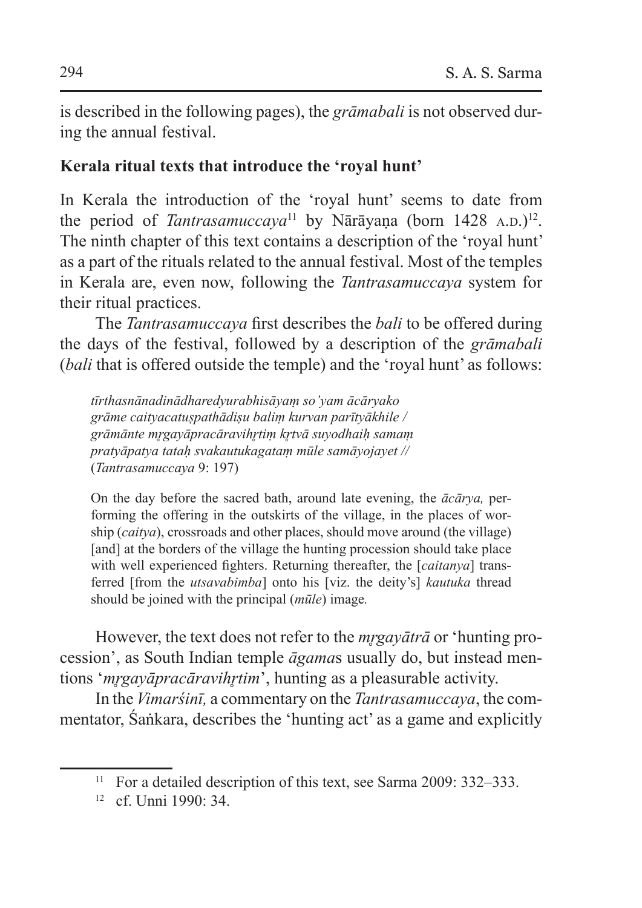is described in the following pages), the *grāmabali* is not observed during the annual festival.

**Kerala ritual texts that introduce the 'royal hunt'**

In Kerala the introduction of the 'royal hunt' seems to date from the period of *Tantrasamuccaya*[11] by Nārāyaṇa (born 1428 A.D.)[12]. The ninth chapter of this text contains a description of the 'royal hunt' as a part of the rituals related to the annual festival. Most of the temples in Kerala are, even now, following the *Tantrasamuccaya* system for their ritual practices.

The *Tantrasamuccaya* first describes the *bali* to be offered during the days of the festival, followed by a description of the *grāmabali* (*bali* that is offered outside the temple) and the 'royal hunt' as follows:

> *tīrthasnānadinādharedyurabhisāyaṃ so'yam ācāryako*
> *grāme caityacatuṣpathādiṣu baliṃ kurvan parītyākhile /*
> *grāmānte mṛgayāpracāravihṛtiṃ kṛtvā suyodhaiḥ samaṃ*
> *pratyāpatya tataḥ svakautukagataṃ mūle samāyojayet //*
> (*Tantrasamuccaya* 9: 197)

> On the day before the sacred bath, around late evening, the *ācārya,* performing the offering in the outskirts of the village, in the places of worship (*caitya*), crossroads and other places, should move around (the village) [and] at the borders of the village the hunting procession should take place with well experienced fighters. Returning thereafter, the [*caitanya*] transferred [from the *utsavabimba*] onto his [viz. the deity's] *kautuka* thread should be joined with the principal (*mūle*) image.

However, the text does not refer to the *mṛgayātrā* or 'hunting procession', as South Indian temple *āgama*s usually do, but instead mentions '*mṛgayāpracāravihṛtim*', hunting as a pleasurable activity.

In the *Vimarśinī,* a commentary on the *Tantrasamuccaya*, the commentator, Śaṅkara, describes the 'hunting act' as a game and explicitly

[11] For a detailed description of this text, see Sarma 2009: 332–333.

[12] cf. Unni 1990: 34.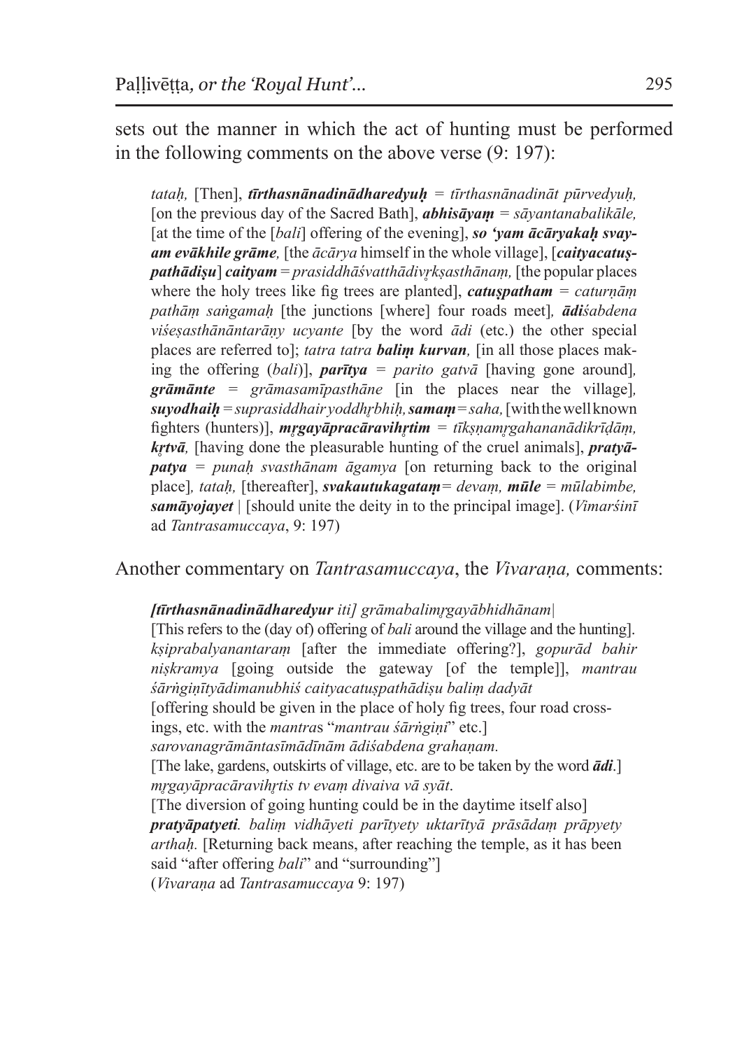sets out the manner in which the act of hunting must be performed in the following comments on the above verse (9: 197):

> *tataḥ,* [Then], ***tīrthasnānadinādharedyuḥ*** *= tīrthasnānadināt pūrvedyuḥ,* [on the previous day of the Sacred Bath], ***abhisāyaṃ*** *= sāyantanabalikāle,* [at the time of the [*bali*] offering of the evening], ***so 'yam ācāryakaḥ svayam evākhile grāme,*** [the *ācārya* himself in the whole village], [***caityacatuṣpathādiṣu***] ***caityam*** *= prasiddhāśvatthādivṛkṣasthānaṃ,* [the popular places where the holy trees like fig trees are planted], ***catuṣpatham*** *= caturṇāṃ pathāṃ saṅgamaḥ* [the junctions [where] four roads meet]*,* ***ādi****śabdena viśeṣasthānāntarāṇy ucyante* [by the word *ādi* (etc.) the other special places are referred to]; *tatra tatra* ***baliṃ kurvan,*** [in all those places making the offering (*bali*)], ***parītya*** *= parito gatvā* [having gone around]*,* ***grāmānte*** *= grāmasamīpasthāne* [in the places near the village]*,* ***suyodhaiḥ*** *= suprasiddhair yoddhṛbhiḥ,* ***samaṃ*** *= saha,* [with the well known fighters (hunters)], ***mṛgayāpracāravihṛtim*** *= tīkṣṇamṛgahananādikrīḍāṃ,* ***kṛtvā,*** [having done the pleasurable hunting of the cruel animals], ***pratyāpatya*** *= punaḥ svasthānam āgamya* [on returning back to the original place]*, tataḥ,* [thereafter], ***svakautukagataṃ*** *= devaṃ,* ***mūle*** *= mūlabimbe,* ***samāyojayet*** | [should unite the deity in to the principal image]. (*Vimarśinī* ad *Tantrasamuccaya*, 9: 197)

Another commentary on *Tantrasamuccaya*, the *Vivaraṇa,* comments:

> ***[tīrthasnānadinādharedyur*** *iti] grāmabalimṛgayābhidhānam|*
> [This refers to the (day of) offering of *bali* around the village and the hunting].
> *kṣiprabalyanantaraṃ* [after the immediate offering?], *gopurād bahir niṣkramya* [going outside the gateway [of the temple]], *mantrau śārṅgiṇītyādimanubhiś caityacatuṣpathādiṣu baliṃ dadyāt*
> [offering should be given in the place of holy fig trees, four road crossings, etc. with the *mantra*s "*mantrau śārṅgiṇi*" etc.]
> *sarovanagrāmāntasīmādīnām ādiśabdena grahaṇam.*
> [The lake, gardens, outskirts of village, etc. are to be taken by the word ***ādi***.]
> *mṛgayāpracāravihṛtis tv evaṃ divaiva vā syāt*.
> [The diversion of going hunting could be in the daytime itself also]
> ***pratyāpatyeti****. baliṃ vidhāyeti parītyety uktarītyā prāsādaṃ prāpyety arthaḥ.* [Returning back means, after reaching the temple, as it has been said "after offering *bali*" and "surrounding"]
> (*Vivaraṇa* ad *Tantrasamuccaya* 9: 197)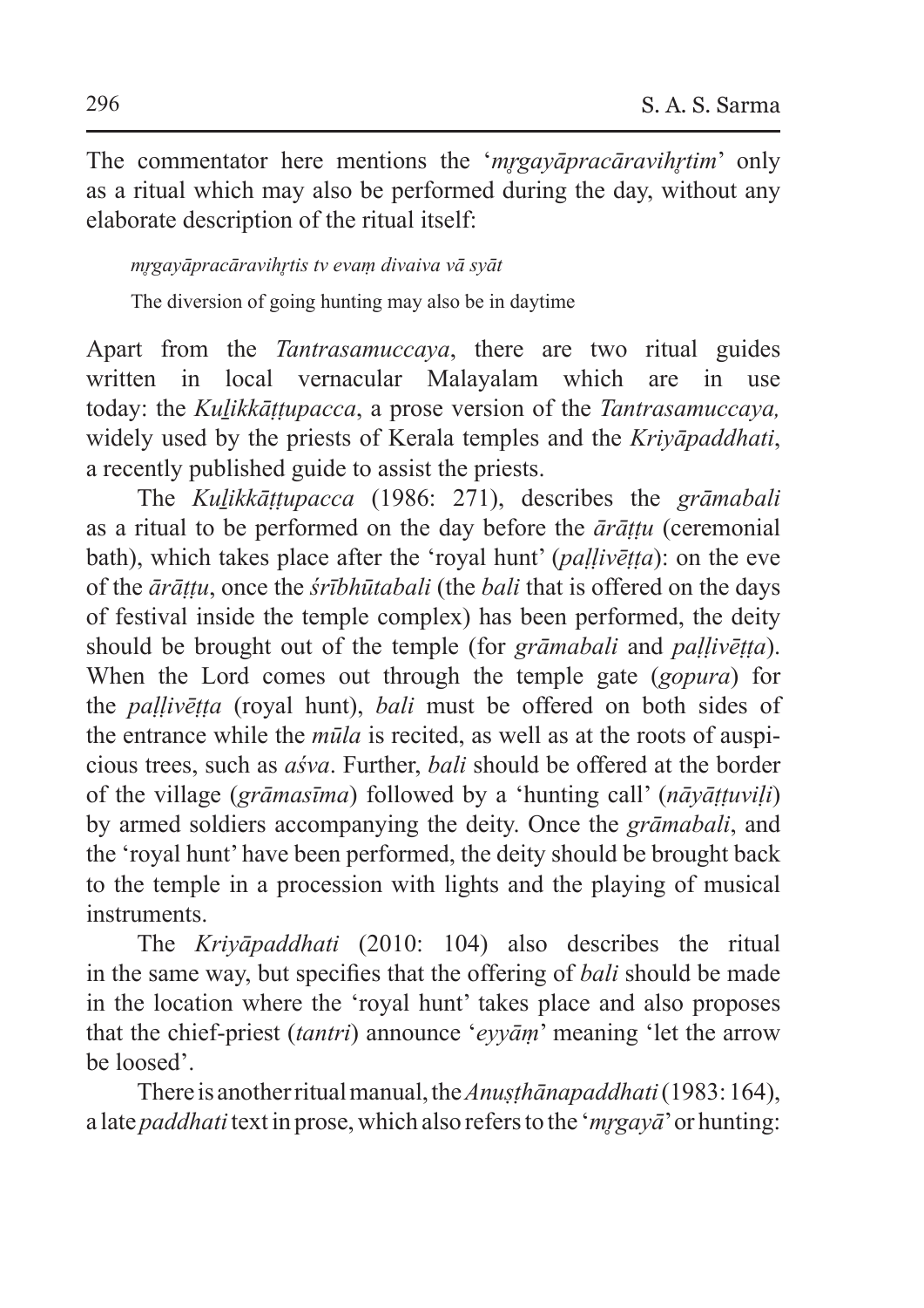The commentator here mentions the '*mṛgayāpracāravihṛtim*' only as a ritual which may also be performed during the day, without any elaborate description of the ritual itself:

> *mṛgayāpracāravihṛtis tv evaṃ divaiva vā syāt*
>
> The diversion of going hunting may also be in daytime

Apart from the *Tantrasamuccaya*, there are two ritual guides written in local vernacular Malayalam which are in use today: the *Kuḻikkāṭṭupacca*, a prose version of the *Tantrasamuccaya,* widely used by the priests of Kerala temples and the *Kriyāpaddhati*, a recently published guide to assist the priests.

The *Kuḻikkāṭṭupacca* (1986: 271), describes the *grāmabali* as a ritual to be performed on the day before the *ārāṭṭu* (ceremonial bath), which takes place after the 'royal hunt' (*paḷḷivēṭṭa*): on the eve of the *ārāṭṭu*, once the *śrībhūtabali* (the *bali* that is offered on the days of festival inside the temple complex) has been performed, the deity should be brought out of the temple (for *grāmabali* and *paḷḷivēṭṭa*). When the Lord comes out through the temple gate (*gopura*) for the *paḷḷivēṭṭa* (royal hunt), *bali* must be offered on both sides of the entrance while the *mūla* is recited, as well as at the roots of auspicious trees, such as *aśva*. Further, *bali* should be offered at the border of the village (*grāmasīma*) followed by a 'hunting call' (*nāyāṭṭuviḷi*) by armed soldiers accompanying the deity. Once the *grāmabali*, and the 'royal hunt' have been performed, the deity should be brought back to the temple in a procession with lights and the playing of musical instruments.

The *Kriyāpaddhati* (2010: 104) also describes the ritual in the same way, but specifies that the offering of *bali* should be made in the location where the 'royal hunt' takes place and also proposes that the chief-priest (*tantri*) announce '*eyyāṃ*' meaning 'let the arrow be loosed'.

There is another ritual manual, the *Anuṣṭhānapaddhati* (1983: 164), a late *paddhati* text in prose, which also refers to the '*mṛgayā*' or hunting: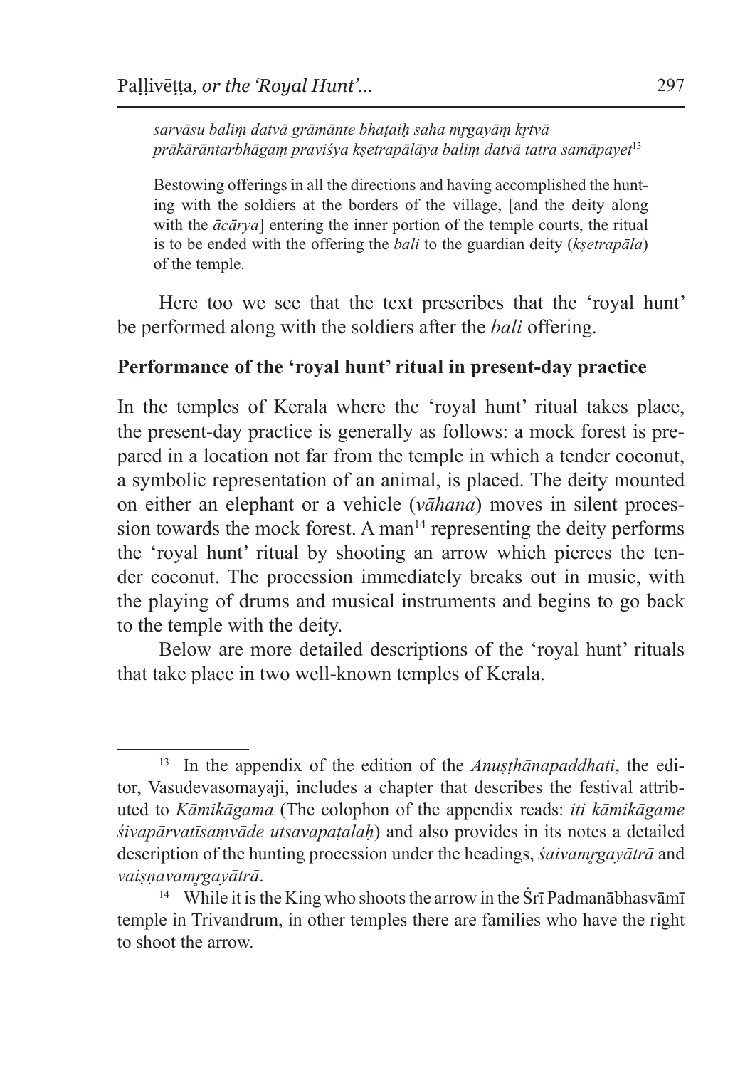> *sarvāsu baliṃ datvā grāmānte bhaṭaiḥ saha mṛgayāṃ kṛtvā prākārāntarbhāgaṃ praviśya kṣetrapālāya baliṃ datvā tatra samāpayet*[13]
>
> Bestowing offerings in all the directions and having accomplished the hunting with the soldiers at the borders of the village, [and the deity along with the *ācārya*] entering the inner portion of the temple courts, the ritual is to be ended with the offering the *bali* to the guardian deity (*kṣetrapāla*) of the temple.

Here too we see that the text prescribes that the 'royal hunt' be performed along with the soldiers after the *bali* offering.

**Performance of the 'royal hunt' ritual in present-day practice**

In the temples of Kerala where the 'royal hunt' ritual takes place, the present-day practice is generally as follows: a mock forest is prepared in a location not far from the temple in which a tender coconut, a symbolic representation of an animal, is placed. The deity mounted on either an elephant or a vehicle (*vāhana*) moves in silent procession towards the mock forest. A man[14] representing the deity performs the 'royal hunt' ritual by shooting an arrow which pierces the tender coconut. The procession immediately breaks out in music, with the playing of drums and musical instruments and begins to go back to the temple with the deity.

Below are more detailed descriptions of the 'royal hunt' rituals that take place in two well-known temples of Kerala.

---

[13] In the appendix of the edition of the *Anuṣṭhānapaddhati*, the editor, Vasudevasomayaji, includes a chapter that describes the festival attributed to *Kāmikāgama* (The colophon of the appendix reads: *iti kāmikāgame śivapārvatīsaṃvāde utsavapaṭalaḥ*) and also provides in its notes a detailed description of the hunting procession under the headings, *śaivamṛgayātrā* and *vaiṣṇavamṛgayātrā*.

[14] While it is the King who shoots the arrow in the Śrī Padmanābhasvāmī temple in Trivandrum, in other temples there are families who have the right to shoot the arrow.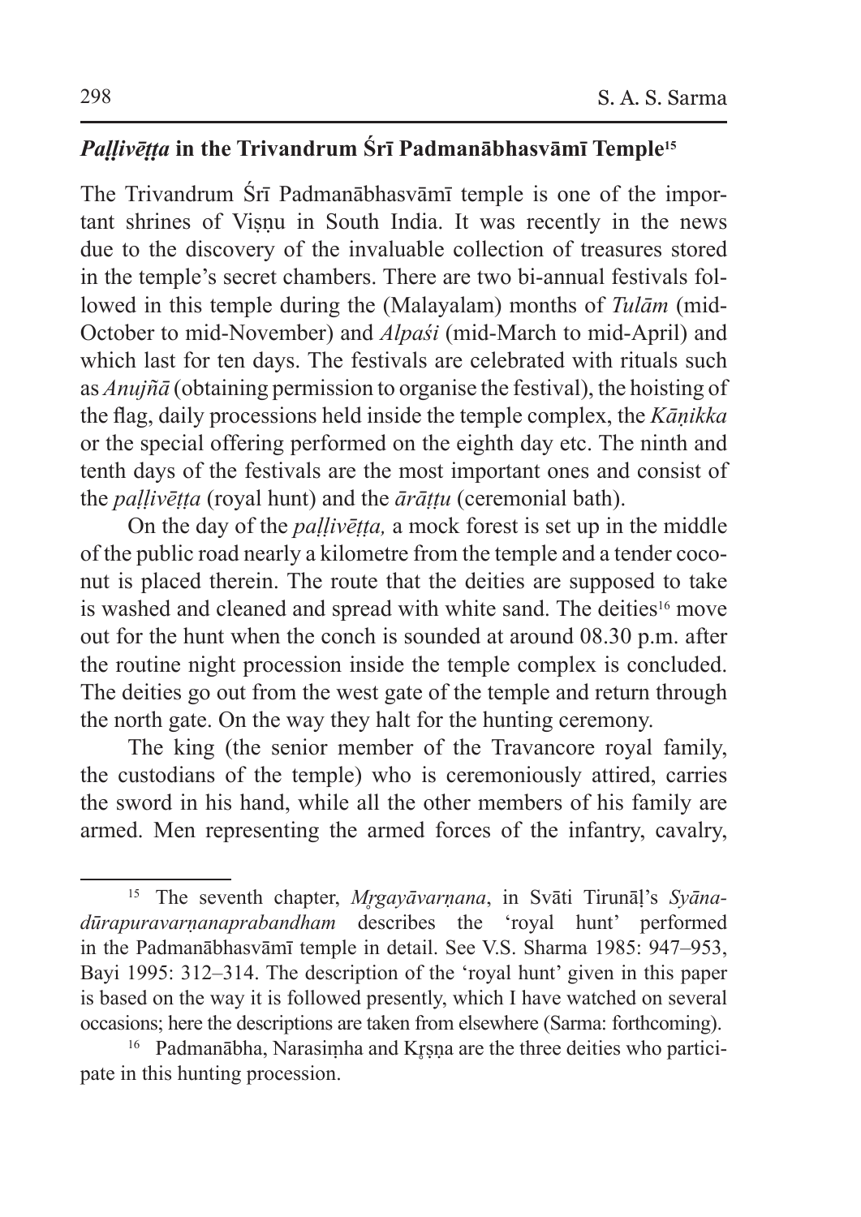## *Paḷḷivēṭṭa* in the Trivandrum Śrī Padmanābhasvāmī Temple[15]

The Trivandrum Śrī Padmanābhasvāmī temple is one of the important shrines of Viṣṇu in South India. It was recently in the news due to the discovery of the invaluable collection of treasures stored in the temple's secret chambers. There are two bi-annual festivals followed in this temple during the (Malayalam) months of *Tulām* (mid-October to mid-November) and *Alpaśi* (mid-March to mid-April) and which last for ten days. The festivals are celebrated with rituals such as *Anujñā* (obtaining permission to organise the festival), the hoisting of the flag, daily processions held inside the temple complex, the *Kāṇikka* or the special offering performed on the eighth day etc. The ninth and tenth days of the festivals are the most important ones and consist of the *paḷḷivēṭṭa* (royal hunt) and the *ārāṭṭu* (ceremonial bath).

On the day of the *paḷḷivēṭṭa,* a mock forest is set up in the middle of the public road nearly a kilometre from the temple and a tender coconut is placed therein. The route that the deities are supposed to take is washed and cleaned and spread with white sand. The deities[16] move out for the hunt when the conch is sounded at around 08.30 p.m. after the routine night procession inside the temple complex is concluded. The deities go out from the west gate of the temple and return through the north gate. On the way they halt for the hunting ceremony.

The king (the senior member of the Travancore royal family, the custodians of the temple) who is ceremoniously attired, carries the sword in his hand, while all the other members of his family are armed. Men representing the armed forces of the infantry, cavalry,

---

[15] The seventh chapter, *Mṛgayāvarṇana*, in Svāti Tirunāḷ's *Syānadūrapuravarṇanaprabandham* describes the 'royal hunt' performed in the Padmanābhasvāmī temple in detail. See V.S. Sharma 1985: 947–953, Bayi 1995: 312–314. The description of the 'royal hunt' given in this paper is based on the way it is followed presently, which I have watched on several occasions; here the descriptions are taken from elsewhere (Sarma: forthcoming).

[16] Padmanābha, Narasiṃha and Kṛṣṇa are the three deities who participate in this hunting procession.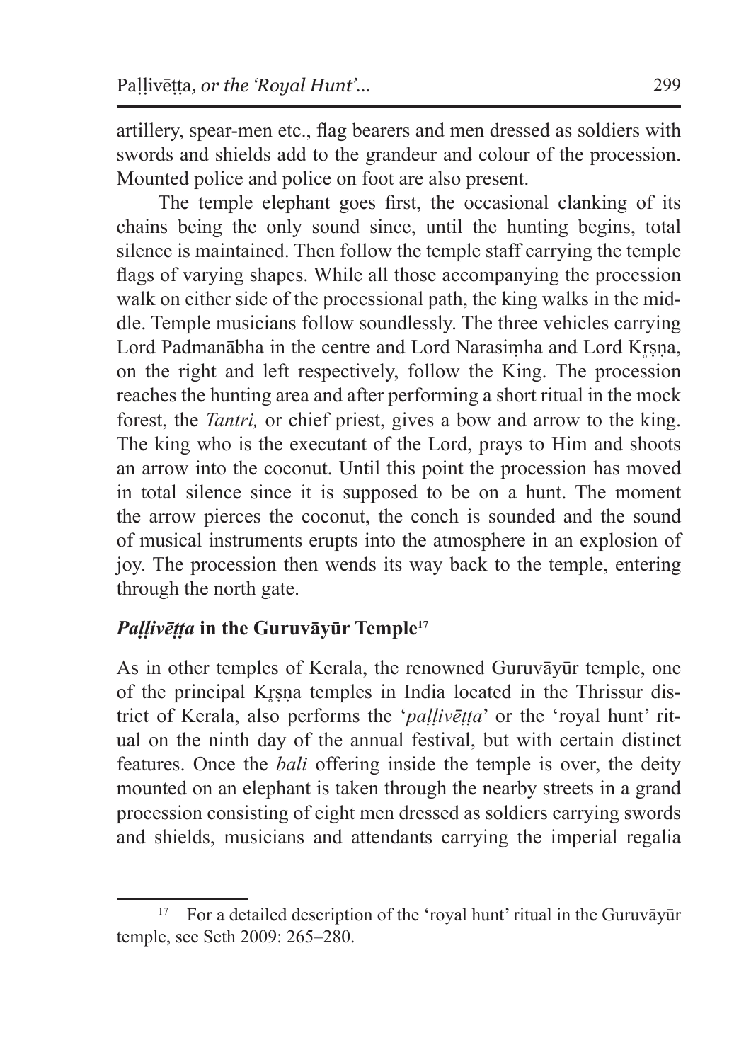artillery, spear-men etc., flag bearers and men dressed as soldiers with swords and shields add to the grandeur and colour of the procession. Mounted police and police on foot are also present.

The temple elephant goes first, the occasional clanking of its chains being the only sound since, until the hunting begins, total silence is maintained. Then follow the temple staff carrying the temple flags of varying shapes. While all those accompanying the procession walk on either side of the processional path, the king walks in the middle. Temple musicians follow soundlessly. The three vehicles carrying Lord Padmanābha in the centre and Lord Narasiṃha and Lord Kr̥ṣṇa, on the right and left respectively, follow the King. The procession reaches the hunting area and after performing a short ritual in the mock forest, the *Tantri,* or chief priest, gives a bow and arrow to the king. The king who is the executant of the Lord, prays to Him and shoots an arrow into the coconut. Until this point the procession has moved in total silence since it is supposed to be on a hunt. The moment the arrow pierces the coconut, the conch is sounded and the sound of musical instruments erupts into the atmosphere in an explosion of joy. The procession then wends its way back to the temple, entering through the north gate.

## *Paḷḷivēṭṭa* in the Guruvāyūr Temple[17]

As in other temples of Kerala, the renowned Guruvāyūr temple, one of the principal Kr̥ṣṇa temples in India located in the Thrissur district of Kerala, also performs the '*paḷḷivēṭṭa*' or the 'royal hunt' ritual on the ninth day of the annual festival, but with certain distinct features. Once the *bali* offering inside the temple is over, the deity mounted on an elephant is taken through the nearby streets in a grand procession consisting of eight men dressed as soldiers carrying swords and shields, musicians and attendants carrying the imperial regalia

[17] For a detailed description of the 'royal hunt' ritual in the Guruvāyūr temple, see Seth 2009: 265–280.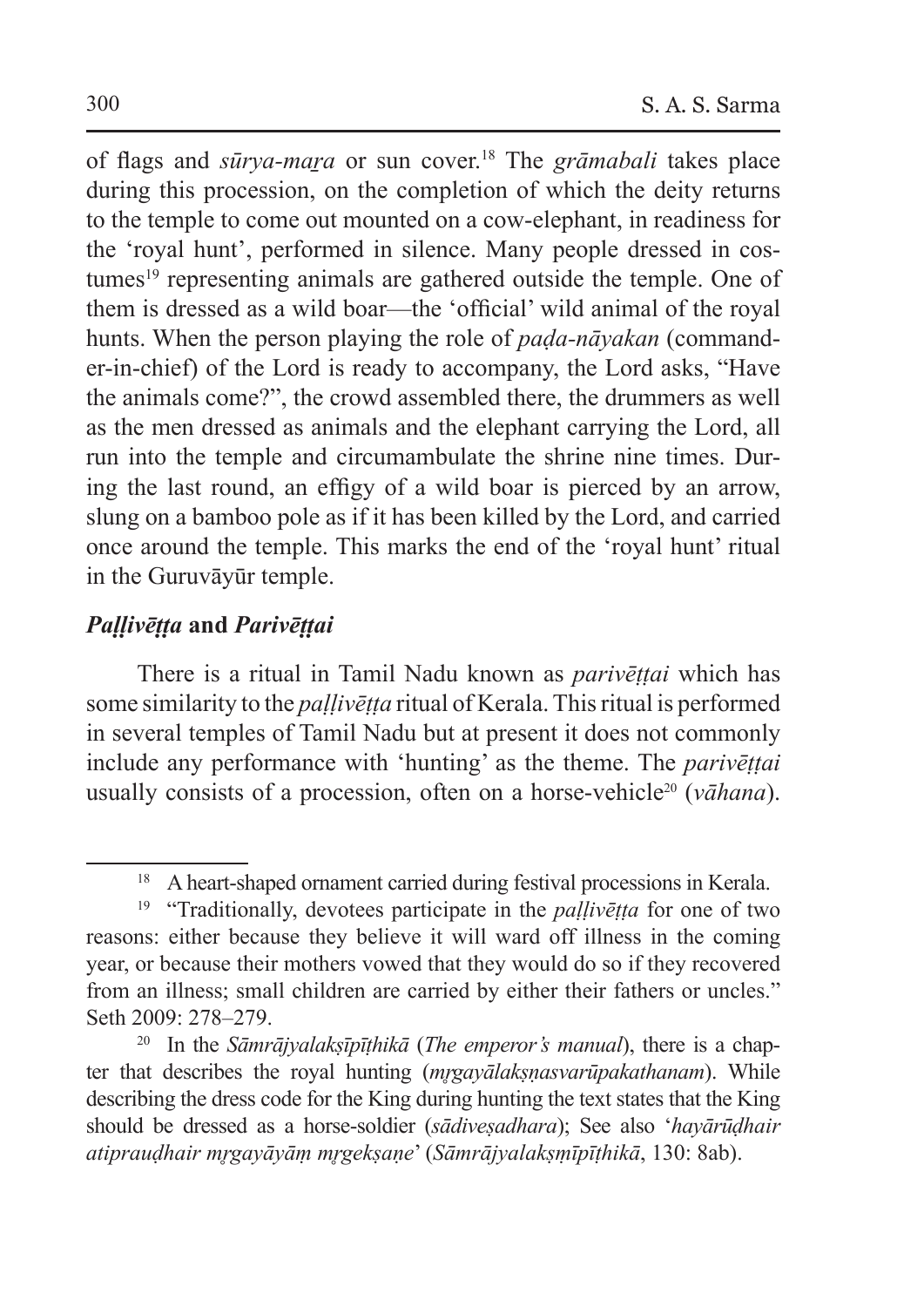of flags and *sūrya-maṟa* or sun cover.[18] The *grāmabali* takes place during this procession, on the completion of which the deity returns to the temple to come out mounted on a cow-elephant, in readiness for the 'royal hunt', performed in silence. Many people dressed in costumes[19] representing animals are gathered outside the temple. One of them is dressed as a wild boar—the 'official' wild animal of the royal hunts. When the person playing the role of *paḍa-nāyakan* (commander-in-chief) of the Lord is ready to accompany, the Lord asks, "Have the animals come?", the crowd assembled there, the drummers as well as the men dressed as animals and the elephant carrying the Lord, all run into the temple and circumambulate the shrine nine times. During the last round, an effigy of a wild boar is pierced by an arrow, slung on a bamboo pole as if it has been killed by the Lord, and carried once around the temple. This marks the end of the 'royal hunt' ritual in the Guruvāyūr temple.

### *Paḷḷivēṭṭa* and *Parivēṭṭai*

There is a ritual in Tamil Nadu known as *parivēṭṭai* which has some similarity to the *paḷḷivēṭṭa* ritual of Kerala. This ritual is performed in several temples of Tamil Nadu but at present it does not commonly include any performance with 'hunting' as the theme. The *parivēṭṭai* usually consists of a procession, often on a horse-vehicle[20] (*vāhana*).

---

[18] A heart-shaped ornament carried during festival processions in Kerala.

[19] "Traditionally, devotees participate in the *paḷḷivēṭṭa* for one of two reasons: either because they believe it will ward off illness in the coming year, or because their mothers vowed that they would do so if they recovered from an illness; small children are carried by either their fathers or uncles." Seth 2009: 278–279.

[20] In the *Sāmrājyalakṣīpīṭhikā* (*The emperor's manual*), there is a chapter that describes the royal hunting (*mṛgayālakṣṇasvarūpakathanam*). While describing the dress code for the King during hunting the text states that the King should be dressed as a horse-soldier (*sādiveṣadhara*); See also '*hayārūḍhair atiprauḍhair mṛgayāyāṃ mṛgekṣaṇe*' (*Sāmrājyalakṣmīpīṭhikā*, 130: 8ab).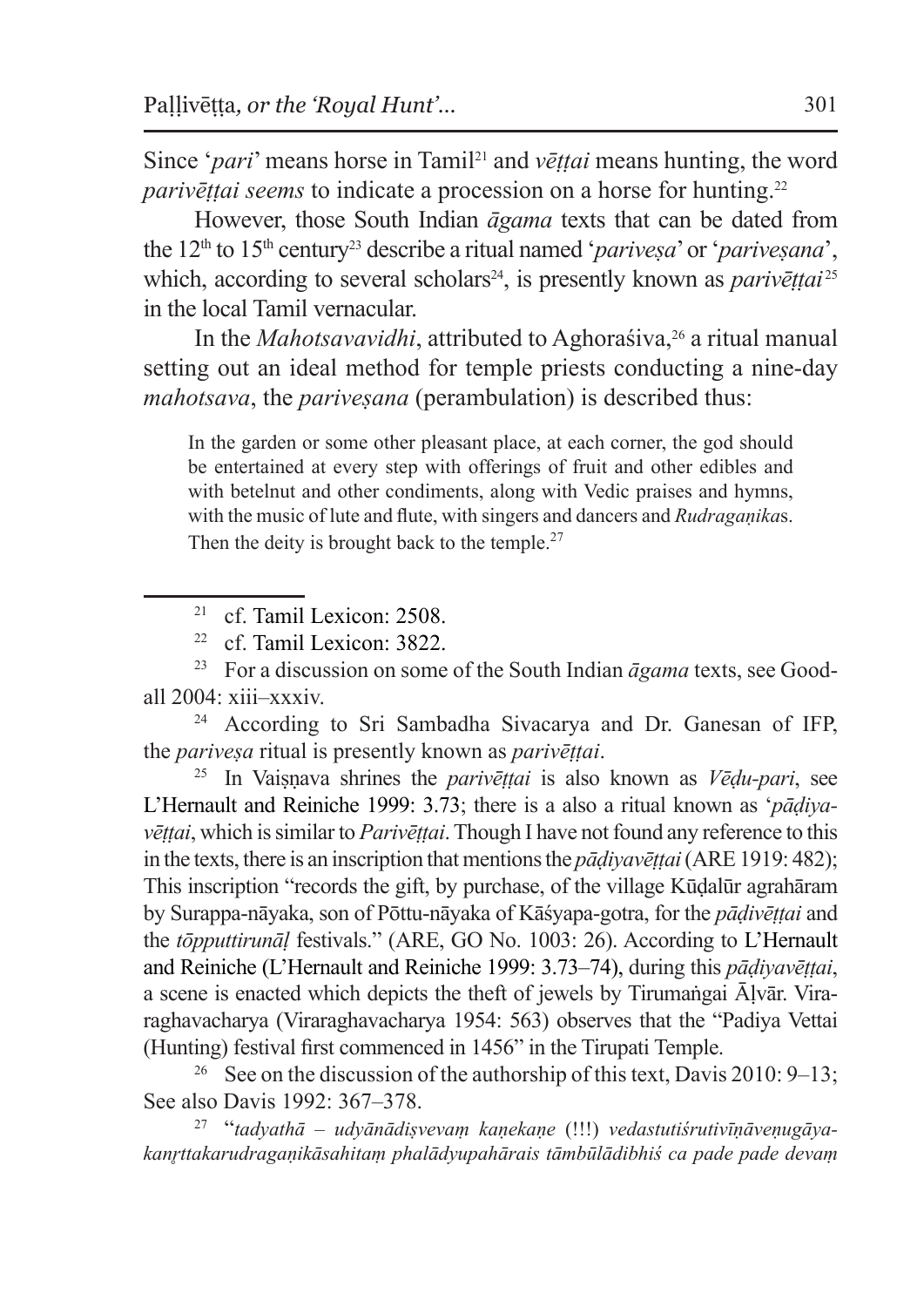Since '*pari*' means horse in Tamil[21] and *vēṭṭai* means hunting, the word *parivēṭṭai seems* to indicate a procession on a horse for hunting.[22]

However, those South Indian *āgama* texts that can be dated from the 12th to 15th century[23] describe a ritual named '*pariveṣa*' or '*pariveṣana*', which, according to several scholars[24], is presently known as *parivēṭṭai*[25] in the local Tamil vernacular.

In the *Mahotsavavidhi*, attributed to Aghoraśiva,[26] a ritual manual setting out an ideal method for temple priests conducting a nine-day *mahotsava*, the *pariveṣana* (perambulation) is described thus:

> In the garden or some other pleasant place, at each corner, the god should be entertained at every step with offerings of fruit and other edibles and with betelnut and other condiments, along with Vedic praises and hymns, with the music of lute and flute, with singers and dancers and *Rudragaṇika*s. Then the deity is brought back to the temple.[27]

---

[21] cf. Tamil Lexicon: 2508.

[22] cf. Tamil Lexicon: 3822.

[23] For a discussion on some of the South Indian *āgama* texts, see Goodall 2004: xiii–xxxiv.

[24] According to Sri Sambadha Sivacarya and Dr. Ganesan of IFP, the *pariveṣa* ritual is presently known as *parivēṭṭai*.

[25] In Vaiṣṇava shrines the *parivēṭṭai* is also known as *Vēḍu-pari*, see L'Hernault and Reiniche 1999: 3.73; there is a also a ritual known as '*pāḍiya-vēṭṭai*, which is similar to *Parivēṭṭai*. Though I have not found any reference to this in the texts, there is an inscription that mentions the *pāḍiyavēṭṭai* (ARE 1919: 482); This inscription "records the gift, by purchase, of the village Kūḍalūr agrahāram by Surappa-nāyaka, son of Pōttu-nāyaka of Kāśyapa-gotra, for the *pāḍivēṭṭai* and the *tōpputtirunāḷ* festivals." (ARE, GO No. 1003: 26). According to L'Hernault and Reiniche (L'Hernault and Reiniche 1999: 3.73–74), during this *pāḍiyavēṭṭai*, a scene is enacted which depicts the theft of jewels by Tirumaṅgai Āḻvār. Viraraghavacharya (Viraraghavacharya 1954: 563) observes that the "Padiya Vettai (Hunting) festival first commenced in 1456" in the Tirupati Temple.

[26] See on the discussion of the authorship of this text, Davis 2010: 9–13; See also Davis 1992: 367–378.

[27] "*tadyathā – udyānādiṣvevaṃ kaṇekaṇe* (!!!) *vedastutiśrutivīṇāveṇugāyakanṛttakarudragaṇikāsahitaṃ phalādyupahārais tāmbūlādibhiś ca pade pade devaṃ*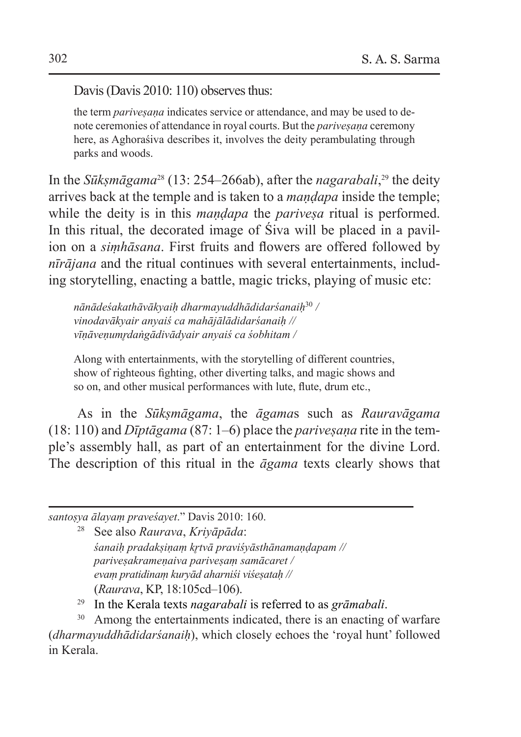Davis (Davis 2010: 110) observes thus:

> the term *pariveṣaṇa* indicates service or attendance, and may be used to denote ceremonies of attendance in royal courts. But the *pariveṣaṇa* ceremony here, as Aghoraśiva describes it, involves the deity perambulating through parks and woods.

In the *Sūkṣmāgama*[28] (13: 254–266ab), after the *nagarabali*,[29] the deity arrives back at the temple and is taken to a *maṇḍapa* inside the temple; while the deity is in this *maṇḍapa* the *pariveṣa* ritual is performed. In this ritual, the decorated image of Śiva will be placed in a pavilion on a *siṃhāsana*. First fruits and flowers are offered followed by *nīrājana* and the ritual continues with several entertainments, including storytelling, enacting a battle, magic tricks, playing of music etc:

> *nānādeśakathāvākyaiḥ dharmayuddhādidarśanaiḥ*[30] /
> *vinodavākyair anyaiś ca mahājālādidarśanaiḥ //*
> *vīṇāveṇumṛdaṅgādivādyair anyaiś ca śobhitam /*
>
> Along with entertainments, with the storytelling of different countries, show of righteous fighting, other diverting talks, and magic shows and so on, and other musical performances with lute, flute, drum etc.,

As in the *Sūkṣmāgama*, the *āgama*s such as *Rauravāgama* (18: 110) and *Dīptāgama* (87: 1–6) place the *pariveṣaṇa* rite in the temple's assembly hall, as part of an entertainment for the divine Lord. The description of this ritual in the *āgama* texts clearly shows that

---

*santoṣya ālayaṃ praveśayet*." Davis 2010: 160.

[28] See also *Raurava*, *Kriyāpāda*:
*śanaiḥ pradakṣiṇaṃ kṛtvā praviśyāsthānamaṇḍapam //*
*pariveṣakrameṇaiva pariveṣaṃ samācaret /*
*evaṃ pratidinaṃ kuryād aharniśi viśeṣataḥ //*
(*Raurava*, KP, 18:105cd–106).

[29] In the Kerala texts *nagarabali* is referred to as *grāmabali*.

[30] Among the entertainments indicated, there is an enacting of warfare (*dharmayuddhādidarśanaiḥ*), which closely echoes the 'royal hunt' followed in Kerala.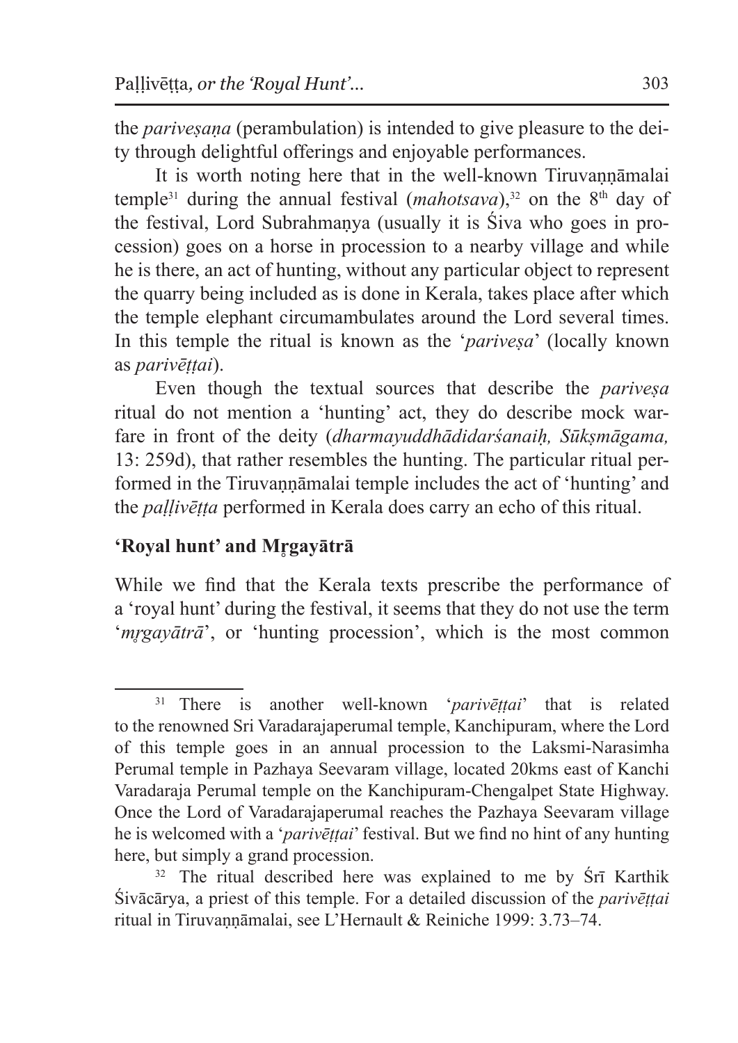the *pariveṣaṇa* (perambulation) is intended to give pleasure to the deity through delightful offerings and enjoyable performances.

It is worth noting here that in the well-known Tiruvaṇṇāmalai temple[31] during the annual festival (*mahotsava*),[32] on the 8th day of the festival, Lord Subrahmaṇya (usually it is Śiva who goes in procession) goes on a horse in procession to a nearby village and while he is there, an act of hunting, without any particular object to represent the quarry being included as is done in Kerala, takes place after which the temple elephant circumambulates around the Lord several times. In this temple the ritual is known as the '*pariveṣa*' (locally known as *parivēṭṭai*).

Even though the textual sources that describe the *pariveṣa* ritual do not mention a 'hunting' act, they do describe mock warfare in front of the deity (*dharmayuddhādidarśanaiḥ, Sūkṣmāgama,* 13: 259d), that rather resembles the hunting. The particular ritual performed in the Tiruvaṇṇāmalai temple includes the act of 'hunting' and the *paḷḷivēṭṭa* performed in Kerala does carry an echo of this ritual.

## 'Royal hunt' and Mṛgayātrā

While we find that the Kerala texts prescribe the performance of a 'royal hunt' during the festival, it seems that they do not use the term '*mṛgayātrā*', or 'hunting procession', which is the most common

---

[31] There is another well-known '*parivēṭṭai*' that is related to the renowned Sri Varadarajaperumal temple, Kanchipuram, where the Lord of this temple goes in an annual procession to the Laksmi-Narasimha Perumal temple in Pazhaya Seevaram village, located 20kms east of Kanchi Varadaraja Perumal temple on the Kanchipuram-Chengalpet State Highway. Once the Lord of Varadarajaperumal reaches the Pazhaya Seevaram village he is welcomed with a '*parivēṭṭai*' festival. But we find no hint of any hunting here, but simply a grand procession.

[32] The ritual described here was explained to me by Śrī Karthik Śivācārya, a priest of this temple. For a detailed discussion of the *parivēṭṭai* ritual in Tiruvaṇṇāmalai, see L'Hernault & Reiniche 1999: 3.73–74.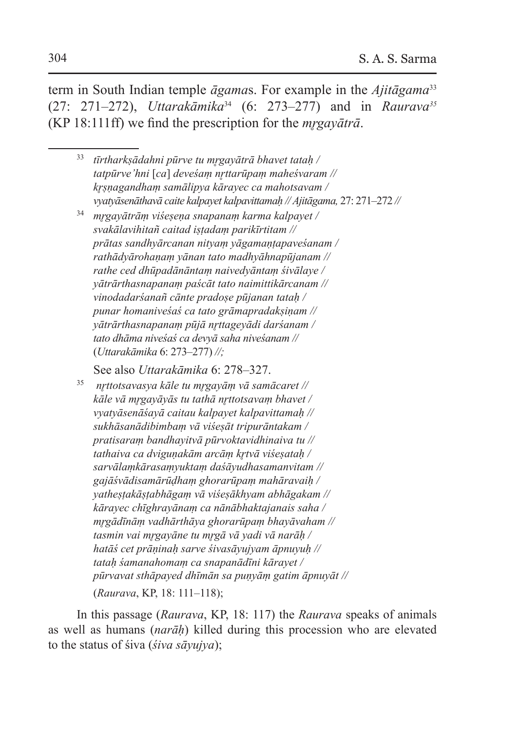term in South Indian temple *āgama*s. For example in the *Ajitāgama*[33] (27: 271–272), *Uttarakāmika*[34] (6: 273–277) and in *Raurava*[35] (KP 18:111ff) we find the prescription for the *mṛgayātrā*.

---

[33] *tīrtharkṣādahni pūrve tu mṛgayātrā bhavet tataḥ /*
*tatpūrve'hni* [*ca*] *deveśaṃ nṛttarūpaṃ maheśvaram //*
*kṛṣṇagandhaṃ samālipya kārayec ca mahotsavam /*
*vyatyāsenāthavā caite kalpayet kalpavittamaḥ // Ajitāgama,* 27: 271–272 *//*

[34] *mṛgayātrāṃ viśeṣeṇa snapanaṃ karma kalpayet /*
*svakālavihitañ caitad iṣṭadaṃ parikīrtitam //*
*prātas sandhyārcanan nityaṃ yāgamaṇṭapaveśanam /*
*rathādyārohaṇaṃ yānan tato madhyāhnapūjanam //*
*rathe ced dhūpadānāntaṃ naivedyāntaṃ śivālaye /*
*yātrārthasnapanaṃ paścāt tato naimittikārcanam //*
*vinodadarśanañ cānte pradoṣe pūjanan tataḥ /*
*punar homaniveśaś ca tato grāmapradakṣiṇam //*
*yātrārthasnapanaṃ pūjā nṛttageyādi darśanam /*
*tato dhāma niveśaś ca devyā saha niveśanam //*
(*Uttarakāmika* 6: 273–277) *//;*

See also *Uttarakāmika* 6: 278–327.

[35] *nṛttotsavasya kāle tu mṛgayāṃ vā samācaret //*
*kāle vā mṛgayāyās tu tathā nṛttotsavaṃ bhavet /*
*vyatyāsenāśayā caitau kalpayet kalpavittamaḥ //*
*sukhāsanādibimbaṃ vā viśeṣāt tripurāntakam /*
*pratisaraṃ bandhayitvā pūrvoktavidhinaiva tu //*
*tathaiva ca dviguṇakām arcāṃ kṛtvā viśeṣataḥ /*
*sarvālaṃkārasaṃyuktaṃ daśāyudhasamanvitam //*
*gajāśvādisamārūḍhaṃ ghorarūpaṃ mahāravaiḥ /*
*yatheṣṭakāṣṭabhāgaṃ vā viśeṣākhyam abhāgakam //*
*kārayec chīghrayānaṃ ca nānābhaktajanais saha /*
*mṛgādīnāṃ vadhārthāya ghorarūpaṃ bhayāvaham //*
*tasmin vai mṛgayāne tu mṛgā vā yadi vā narāḥ /*
*hatāś cet prāṇinaḥ sarve śivasāyujyam āpnuyuḥ //*
*tataḥ śamanahomaṃ ca snapanādīni kārayet /*
*pūrvavat sthāpayed dhīmān sa puṇyāṃ gatim āpnuyāt //*
(*Raurava*, KP, 18: 111–118);

---

In this passage (*Raurava*, KP, 18: 117) the *Raurava* speaks of animals as well as humans (*narāḥ*) killed during this procession who are elevated to the status of śiva (*śiva sāyujya*);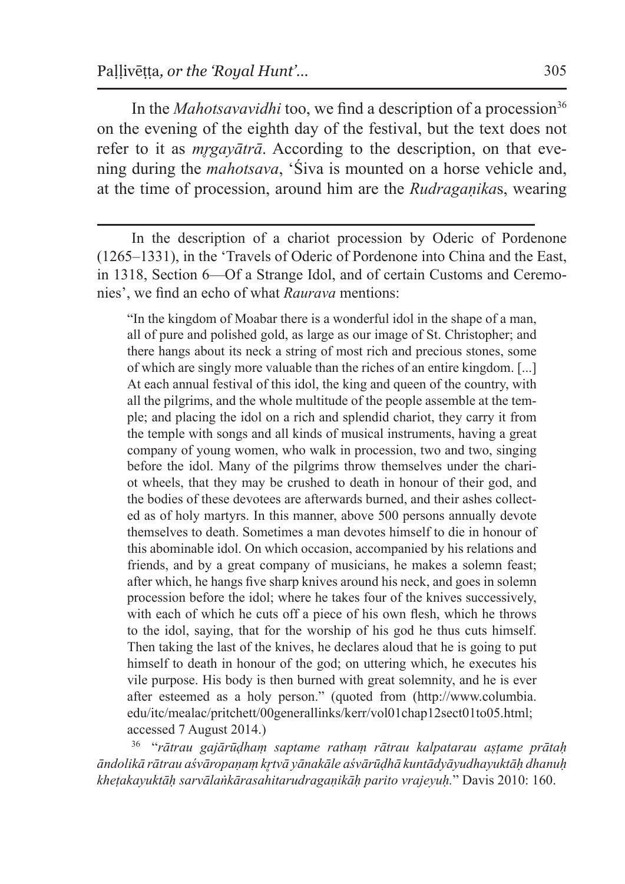In the *Mahotsavavidhi* too, we find a description of a procession[36] on the evening of the eighth day of the festival, but the text does not refer to it as *mṛgayātrā*. According to the description, on that evening during the *mahotsava*, 'Śiva is mounted on a horse vehicle and, at the time of procession, around him are the *Rudragaṇika*s, wearing

---

In the description of a chariot procession by Oderic of Pordenone (1265–1331), in the 'Travels of Oderic of Pordenone into China and the East, in 1318, Section 6—Of a Strange Idol, and of certain Customs and Ceremonies', we find an echo of what *Raurava* mentions:

> "In the kingdom of Moabar there is a wonderful idol in the shape of a man, all of pure and polished gold, as large as our image of St. Christopher; and there hangs about its neck a string of most rich and precious stones, some of which are singly more valuable than the riches of an entire kingdom. [...] At each annual festival of this idol, the king and queen of the country, with all the pilgrims, and the whole multitude of the people assemble at the temple; and placing the idol on a rich and splendid chariot, they carry it from the temple with songs and all kinds of musical instruments, having a great company of young women, who walk in procession, two and two, singing before the idol. Many of the pilgrims throw themselves under the chariot wheels, that they may be crushed to death in honour of their god, and the bodies of these devotees are afterwards burned, and their ashes collected as of holy martyrs. In this manner, above 500 persons annually devote themselves to death. Sometimes a man devotes himself to die in honour of this abominable idol. On which occasion, accompanied by his relations and friends, and by a great company of musicians, he makes a solemn feast; after which, he hangs five sharp knives around his neck, and goes in solemn procession before the idol; where he takes four of the knives successively, with each of which he cuts off a piece of his own flesh, which he throws to the idol, saying, that for the worship of his god he thus cuts himself. Then taking the last of the knives, he declares aloud that he is going to put himself to death in honour of the god; on uttering which, he executes his vile purpose. His body is then burned with great solemnity, and he is ever after esteemed as a holy person." (quoted from (http://www.columbia.edu/itc/mealac/pritchett/00generallinks/kerr/vol01chap12sect01to05.html; accessed 7 August 2014.)

[36] "*rātrau gajārūḍhaṃ saptame rathaṃ rātrau kalpatarau aṣṭame prātaḥ āndolikā rātrau aśvāropaṇaṃ kṛtvā yānakāle aśvārūḍhā kuntādyāyudhayuktāḥ dhanuḥ kheṭakayuktāḥ sarvālaṅkārasahitarudragaṇikāḥ parito vrajeyuḥ.*" Davis 2010: 160.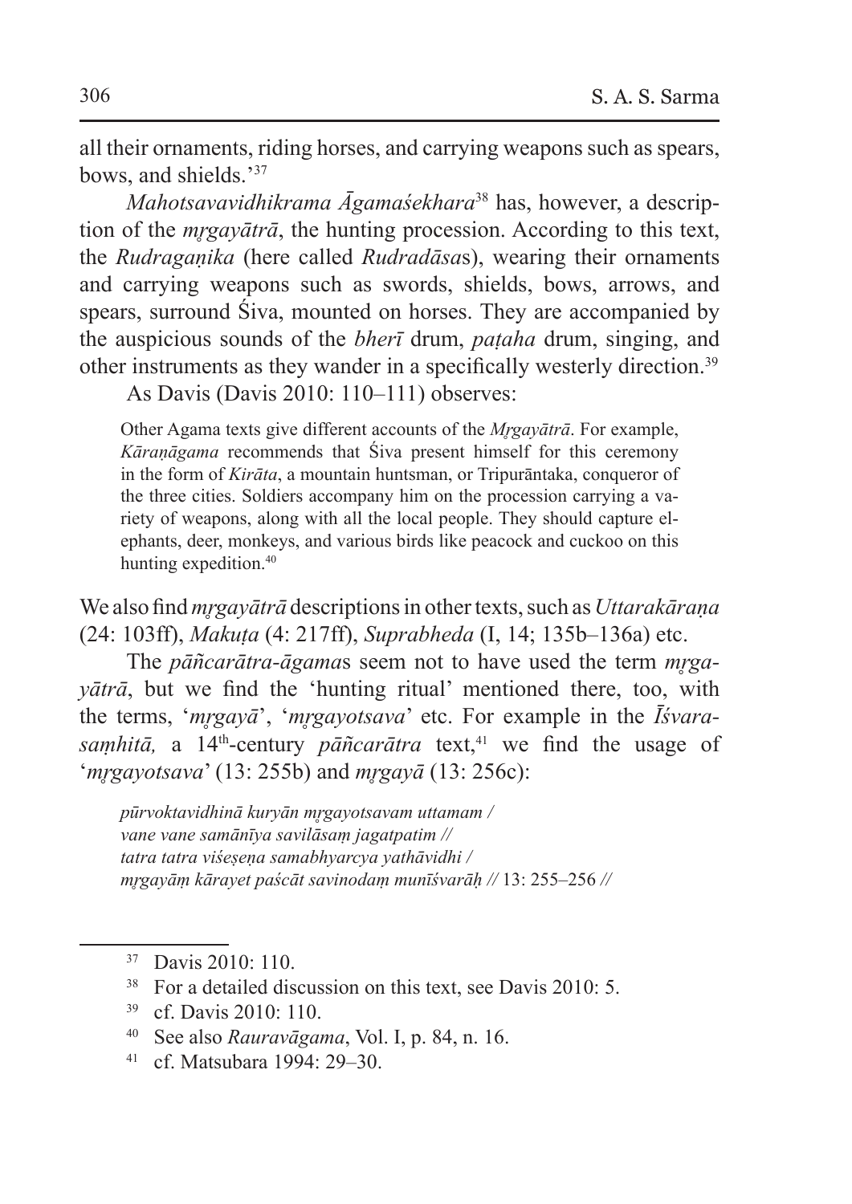all their ornaments, riding horses, and carrying weapons such as spears, bows, and shields.'[37]

*Mahotsavavidhikrama Āgamaśekhara*[38] has, however, a description of the *mṛgayātrā*, the hunting procession. According to this text, the *Rudragaṇika* (here called *Rudradāsa*s), wearing their ornaments and carrying weapons such as swords, shields, bows, arrows, and spears, surround Śiva, mounted on horses. They are accompanied by the auspicious sounds of the *bherī* drum, *paṭaha* drum, singing, and other instruments as they wander in a specifically westerly direction.[39]

As Davis (Davis 2010: 110–111) observes:

> Other Agama texts give different accounts of the *Mṛgayātrā*. For example, *Kāraṇāgama* recommends that Śiva present himself for this ceremony in the form of *Kirāta*, a mountain huntsman, or Tripurāntaka, conqueror of the three cities. Soldiers accompany him on the procession carrying a variety of weapons, along with all the local people. They should capture elephants, deer, monkeys, and various birds like peacock and cuckoo on this hunting expedition.[40]

We also find *mṛgayātrā* descriptions in other texts, such as *Uttarakāraṇa* (24: 103ff), *Makuṭa* (4: 217ff), *Suprabheda* (I, 14; 135b–136a) etc.

The *pāñcarātra-āgama*s seem not to have used the term *mṛgayātrā*, but we find the 'hunting ritual' mentioned there, too, with the terms, '*mṛgayā*', '*mṛgayotsava*' etc. For example in the *Īśvarasaṃhitā,* a 14th-century *pāñcarātra* text,[41] we find the usage of '*mṛgayotsava*' (13: 255b) and *mṛgayā* (13: 256c):

> *pūrvoktavidhinā kuryān mṛgayotsavam uttamam /*
> *vane vane samānīya savilāsaṃ jagatpatim //*
> *tatra tatra viśeṣeṇa samabhyarcya yathāvidhi /*
> *mṛgayāṃ kārayet paścāt savinodaṃ munīśvarāḥ //* 13: 255–256 //

---

[37] Davis 2010: 110.

[38] For a detailed discussion on this text, see Davis 2010: 5.

[39] cf. Davis 2010: 110.

[40] See also *Rauravāgama*, Vol. I, p. 84, n. 16.

[41] cf. Matsubara 1994: 29–30.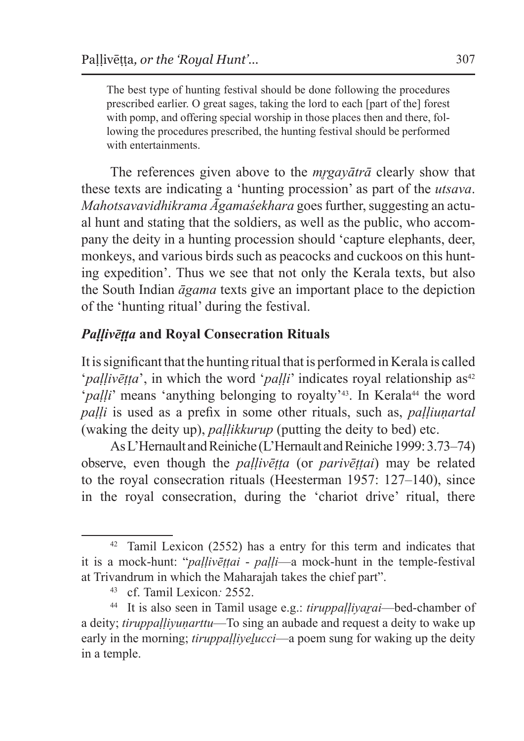> The best type of hunting festival should be done following the procedures prescribed earlier. O great sages, taking the lord to each [part of the] forest with pomp, and offering special worship in those places then and there, following the procedures prescribed, the hunting festival should be performed with entertainments.

The references given above to the *mṛgayātrā* clearly show that these texts are indicating a 'hunting procession' as part of the *utsava*. *Mahotsavavidhikrama Āgamaśekhara* goes further, suggesting an actual hunt and stating that the soldiers, as well as the public, who accompany the deity in a hunting procession should 'capture elephants, deer, monkeys, and various birds such as peacocks and cuckoos on this hunting expedition'. Thus we see that not only the Kerala texts, but also the South Indian *āgama* texts give an important place to the depiction of the 'hunting ritual' during the festival.

### *Paḷḷivēṭṭa* and Royal Consecration Rituals

It is significant that the hunting ritual that is performed in Kerala is called '*paḷḷivēṭṭa*', in which the word '*paḷḷi*' indicates royal relationship as[42] '*paḷḷi*' means 'anything belonging to royalty'[43]. In Kerala[44] the word *paḷḷi* is used as a prefix in some other rituals, such as, *paḷḷiuṇartal* (waking the deity up), *paḷḷikkurup* (putting the deity to bed) etc.

As L'Hernault and Reiniche (L'Hernault and Reiniche 1999: 3.73–74) observe, even though the *paḷḷivēṭṭa* (or *parivēṭṭai*) may be related to the royal consecration rituals (Heesterman 1957: 127–140), since in the royal consecration, during the 'chariot drive' ritual, there

---

[42] Tamil Lexicon (2552) has a entry for this term and indicates that it is a mock-hunt: "*paḷḷivēṭṭai* - *paḷḷi*—a mock-hunt in the temple-festival at Trivandrum in which the Maharajah takes the chief part".

[43] cf. Tamil Lexicon*:* 2552.

[44] It is also seen in Tamil usage e.g.: *tiruppaḷḷiyaṟai*—bed-chamber of a deity; *tiruppaḷḷiyuṇarttu*—To sing an aubade and request a deity to wake up early in the morning; *tiruppaḷḷiyeḻucci*—a poem sung for waking up the deity in a temple.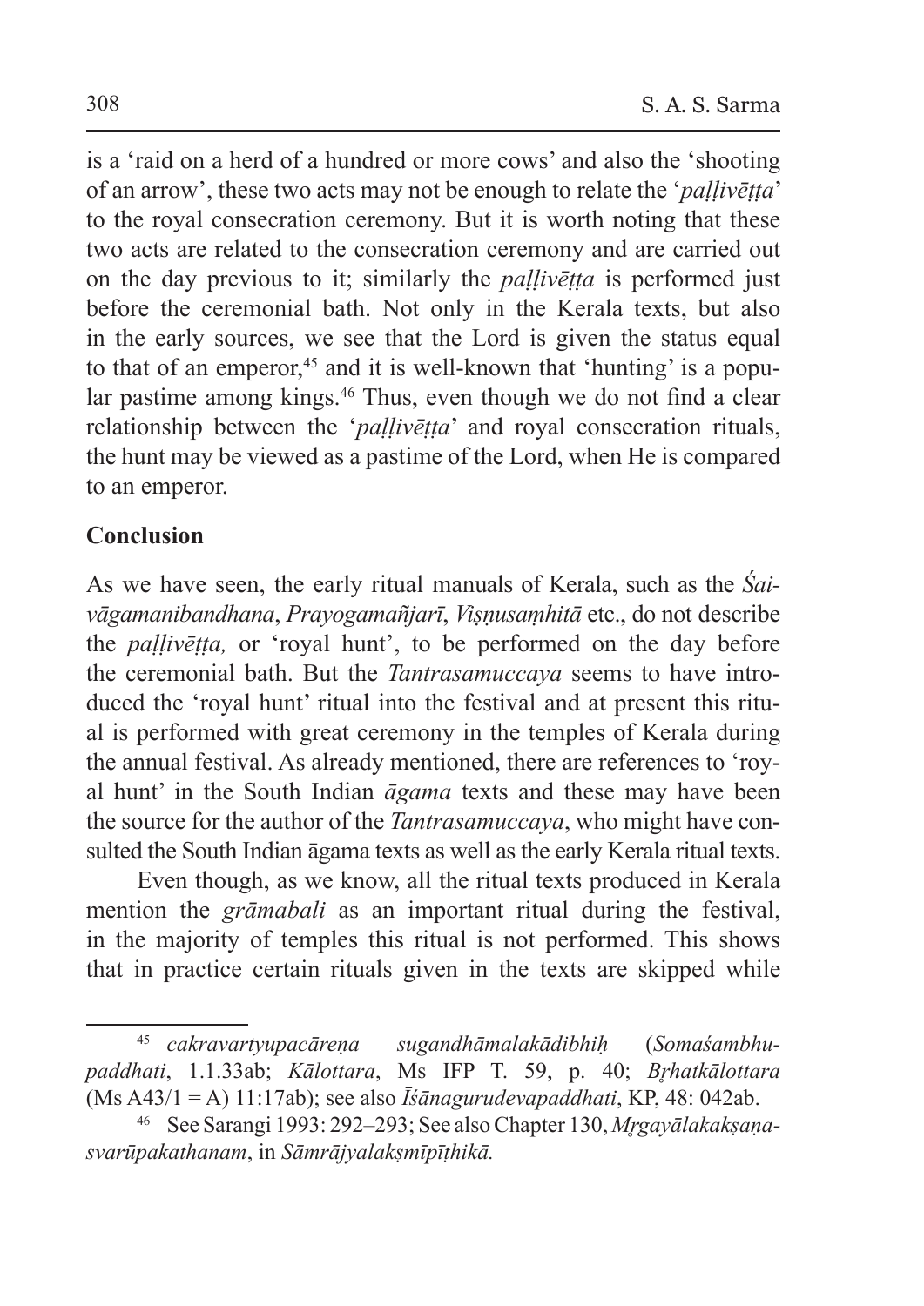is a 'raid on a herd of a hundred or more cows' and also the 'shooting of an arrow', these two acts may not be enough to relate the '*paḷḷivēṭṭa*' to the royal consecration ceremony. But it is worth noting that these two acts are related to the consecration ceremony and are carried out on the day previous to it; similarly the *paḷḷivēṭṭa* is performed just before the ceremonial bath. Not only in the Kerala texts, but also in the early sources, we see that the Lord is given the status equal to that of an emperor,[45] and it is well-known that 'hunting' is a popular pastime among kings.[46] Thus, even though we do not find a clear relationship between the '*paḷḷivēṭṭa*' and royal consecration rituals, the hunt may be viewed as a pastime of the Lord, when He is compared to an emperor.

## Conclusion

As we have seen, the early ritual manuals of Kerala, such as the *Śaivāgamanibandhana*, *Prayogamañjarī*, *Viṣṇusaṃhitā* etc., do not describe the *paḷḷivēṭṭa,* or 'royal hunt', to be performed on the day before the ceremonial bath. But the *Tantrasamuccaya* seems to have introduced the 'royal hunt' ritual into the festival and at present this ritual is performed with great ceremony in the temples of Kerala during the annual festival. As already mentioned, there are references to 'royal hunt' in the South Indian *āgama* texts and these may have been the source for the author of the *Tantrasamuccaya*, who might have consulted the South Indian āgama texts as well as the early Kerala ritual texts.

Even though, as we know, all the ritual texts produced in Kerala mention the *grāmabali* as an important ritual during the festival, in the majority of temples this ritual is not performed. This shows that in practice certain rituals given in the texts are skipped while

---

[45] *cakravartyupacāreṇa sugandhāmalakādibhiḥ* (*Somaśambhupaddhati*, 1.1.33ab; *Kālottara*, Ms IFP T. 59, p. 40; *Bṛhatkālottara* (Ms A43/1 = A) 11:17ab); see also *Īśānagurudevapaddhati*, KP, 48: 042ab.

[46] See Sarangi 1993: 292–293; See also Chapter 130, *Mṛgayālakakṣaṇasvarūpakathanam*, in *Sāmrājyalakṣmīpīṭhikā.*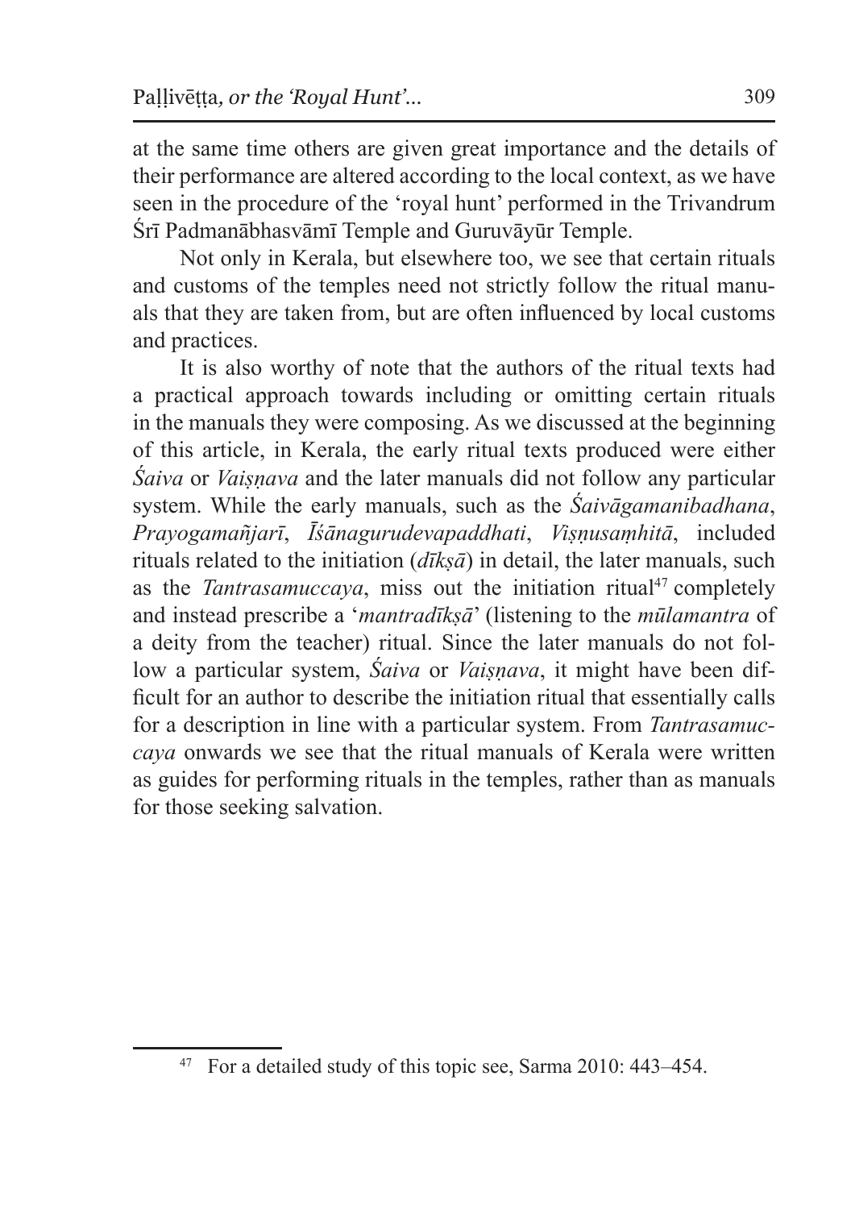at the same time others are given great importance and the details of their performance are altered according to the local context, as we have seen in the procedure of the 'royal hunt' performed in the Trivandrum Śrī Padmanābhasvāmī Temple and Guruvāyūr Temple.

Not only in Kerala, but elsewhere too, we see that certain rituals and customs of the temples need not strictly follow the ritual manuals that they are taken from, but are often influenced by local customs and practices.

It is also worthy of note that the authors of the ritual texts had a practical approach towards including or omitting certain rituals in the manuals they were composing. As we discussed at the beginning of this article, in Kerala, the early ritual texts produced were either *Śaiva* or *Vaiṣṇava* and the later manuals did not follow any particular system. While the early manuals, such as the *Śaivāgamanibadhana*, *Prayogamañjarī*, *Īśānagurudevapaddhati*, *Viṣṇusaṃhitā*, included rituals related to the initiation (*dīkṣā*) in detail, the later manuals, such as the *Tantrasamuccaya*, miss out the initiation ritual[47] completely and instead prescribe a '*mantradīkṣā*' (listening to the *mūlamantra* of a deity from the teacher) ritual. Since the later manuals do not follow a particular system, *Śaiva* or *Vaiṣṇava*, it might have been difficult for an author to describe the initiation ritual that essentially calls for a description in line with a particular system. From *Tantrasamuccaya* onwards we see that the ritual manuals of Kerala were written as guides for performing rituals in the temples, rather than as manuals for those seeking salvation.

---

[47] For a detailed study of this topic see, Sarma 2010: 443–454.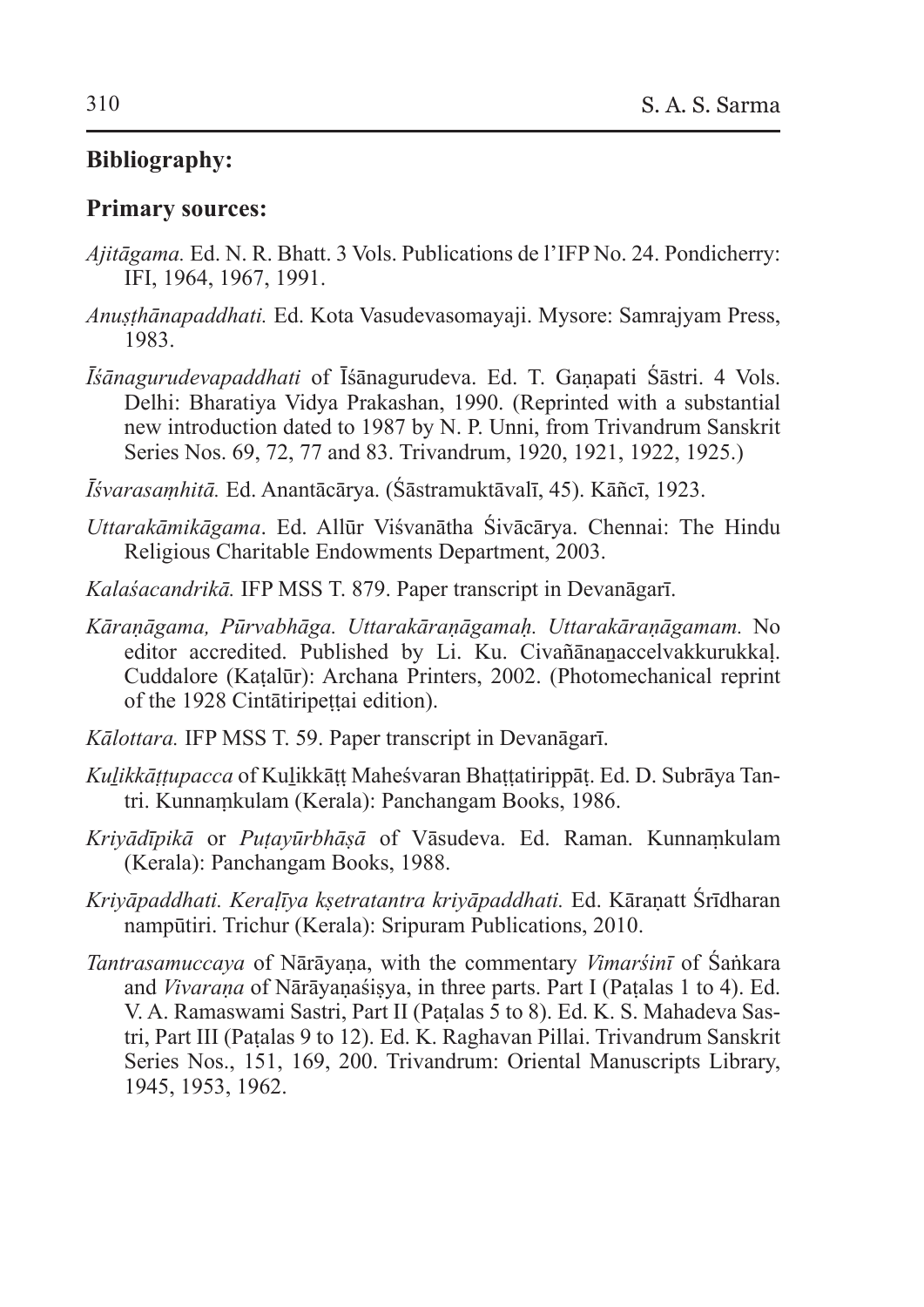## Bibliography:

### Primary sources:

*Ajitāgama.* Ed. N. R. Bhatt. 3 Vols. Publications de l'IFP No. 24. Pondicherry: IFI, 1964, 1967, 1991.

*Anuṣṭhānapaddhati.* Ed. Kota Vasudevasomayaji. Mysore: Samrajyam Press, 1983.

*Īśānagurudevapaddhati* of Īśānagurudeva. Ed. T. Gaṇapati Śāstri. 4 Vols. Delhi: Bharatiya Vidya Prakashan, 1990. (Reprinted with a substantial new introduction dated to 1987 by N. P. Unni, from Trivandrum Sanskrit Series Nos. 69, 72, 77 and 83. Trivandrum, 1920, 1921, 1922, 1925.)

*Īśvarasaṃhitā.* Ed. Anantācārya. (Śāstramuktāvalī, 45). Kāñcī, 1923.

*Uttarakāmikāgama*. Ed. Allūr Viśvanātha Śivācārya. Chennai: The Hindu Religious Charitable Endowments Department, 2003.

*Kalaśacandrikā.* IFP MSS T. 879. Paper transcript in Devanāgarī.

*Kāraṇāgama, Pūrvabhāga. Uttarakāraṇāgamaḥ. Uttarakāraṇāgamam.* No editor accredited. Published by Li. Ku. Civaññānaṉaccelvakkurukkaḷ. Cuddalore (Kaṭalūr): Archana Printers, 2002. (Photomechanical reprint of the 1928 Cintātiripeṭṭai edition).

*Kālottara.* IFP MSS T. 59. Paper transcript in Devanāgarī.

*Kuḻikkāṭṭupacca* of Kuḻikkāṭṭ Maheśvaran Bhaṭṭatirippāṭ. Ed. D. Subrāya Tantri. Kunnaṃkulam (Kerala): Panchangam Books, 1986.

*Kriyādīpikā* or *Puṭayūrbhāṣā* of Vāsudeva. Ed. Raman. Kunnaṃkulam (Kerala): Panchangam Books, 1988.

*Kriyāpaddhati. Keraḷīya kṣetratantra kriyāpaddhati.* Ed. Kāraṇatt Śrīdharan nampūtiri. Trichur (Kerala): Sripuram Publications, 2010.

*Tantrasamuccaya* of Nārāyaṇa, with the commentary *Vimarśinī* of Śaṅkara and *Vivaraṇa* of Nārāyaṇaśiṣya, in three parts. Part I (Paṭalas 1 to 4). Ed. V. A. Ramaswami Sastri, Part II (Paṭalas 5 to 8). Ed. K. S. Mahadeva Sastri, Part III (Paṭalas 9 to 12). Ed. K. Raghavan Pillai. Trivandrum Sanskrit Series Nos., 151, 169, 200. Trivandrum: Oriental Manuscripts Library, 1945, 1953, 1962.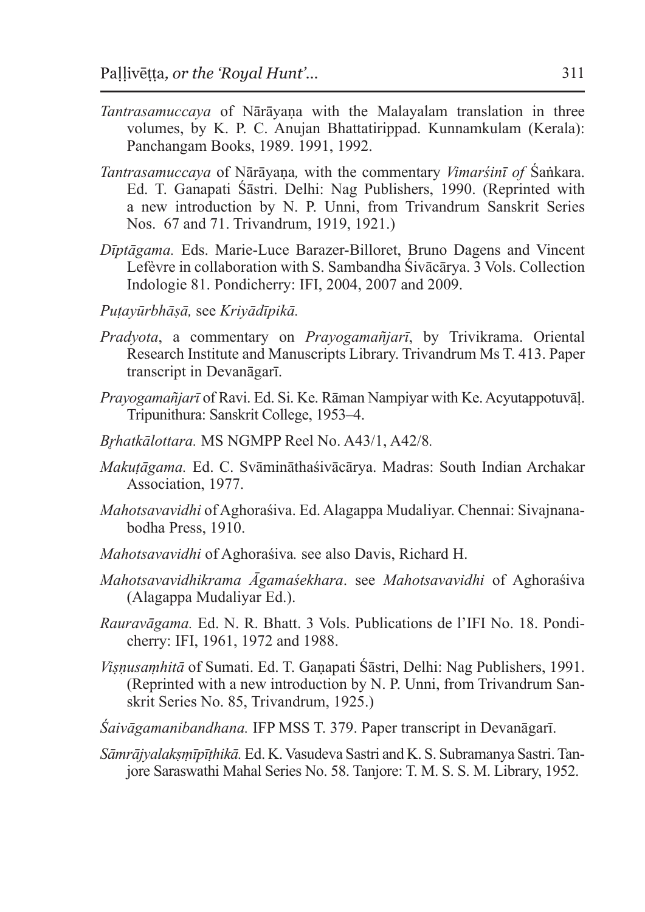*Tantrasamuccaya* of Nārāyaṇa with the Malayalam translation in three volumes, by K. P. C. Anujan Bhattatirippad. Kunnamkulam (Kerala): Panchangam Books, 1989. 1991, 1992.

*Tantrasamuccaya* of Nārāyaṇa*,* with the commentary *Vimarśinī of* Śaṅkara. Ed. T. Ganapati Śāstri. Delhi: Nag Publishers, 1990. (Reprinted with a new introduction by N. P. Unni, from Trivandrum Sanskrit Series Nos. 67 and 71. Trivandrum, 1919, 1921.)

*Dīptāgama.* Eds. Marie-Luce Barazer-Billoret, Bruno Dagens and Vincent Lefèvre in collaboration with S. Sambandha Śivācārya. 3 Vols. Collection Indologie 81. Pondicherry: IFI, 2004, 2007 and 2009.

*Puṭayūrbhāṣā,* see *Kriyādīpikā.*

*Pradyota*, a commentary on *Prayogamañjarī*, by Trivikrama. Oriental Research Institute and Manuscripts Library. Trivandrum Ms T. 413. Paper transcript in Devanāgarī.

*Prayogamañjarī* of Ravi. Ed. Si. Ke. Rāman Nampiyar with Ke. Acyutappotuvāḷ. Tripunithura: Sanskrit College, 1953–4.

*Bṛhatkālottara.* MS NGMPP Reel No. A43/1, A42/8*.*

*Makuṭāgama.* Ed. C. Svāmināthaśivācārya. Madras: South Indian Archakar Association, 1977.

*Mahotsavavidhi* of Aghoraśiva. Ed. Alagappa Mudaliyar. Chennai: Sivajnanabodha Press, 1910.

*Mahotsavavidhi* of Aghoraśiva*.* see also Davis, Richard H.

*Mahotsavavidhikrama Āgamaśekhara*. see *Mahotsavavidhi* of Aghoraśiva (Alagappa Mudaliyar Ed.).

*Rauravāgama.* Ed. N. R. Bhatt. 3 Vols. Publications de l'IFI No. 18. Pondicherry: IFI, 1961, 1972 and 1988.

*Viṣṇusaṃhitā* of Sumati. Ed. T. Gaṇapati Śāstri, Delhi: Nag Publishers, 1991. (Reprinted with a new introduction by N. P. Unni, from Trivandrum Sanskrit Series No. 85, Trivandrum, 1925.)

*Śaivāgamanibandhana.* IFP MSS T. 379. Paper transcript in Devanāgarī.

*Sāmrājyalakṣmīpīṭhikā.* Ed. K. Vasudeva Sastri and K. S. Subramanya Sastri. Tanjore Saraswathi Mahal Series No. 58. Tanjore: T. M. S. S. M. Library, 1952.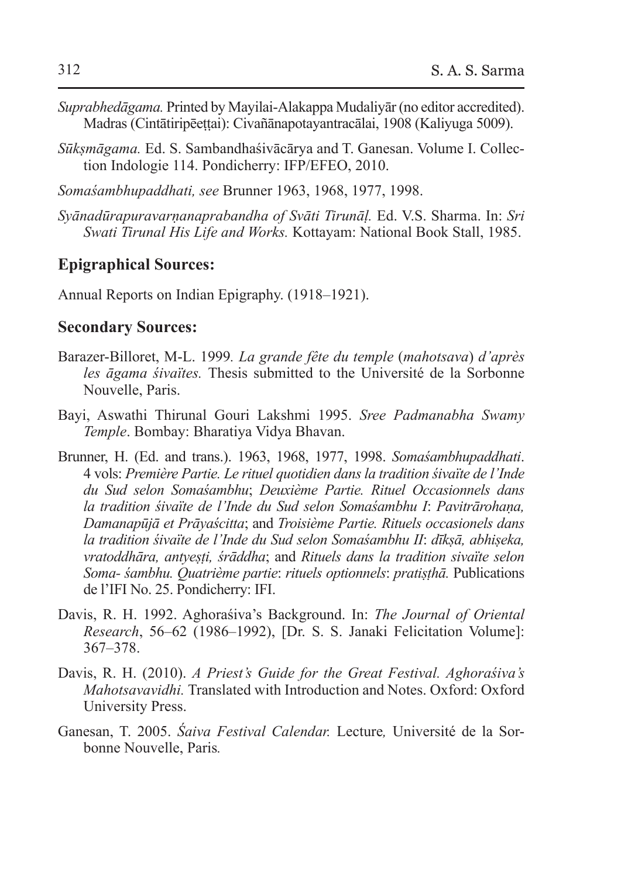*Suprabhedāgama.* Printed by Mayilai-Alakappa Mudaliyār (no editor accredited). Madras (Cintātiripēeṭṭai): Civaññānapotayantracālai, 1908 (Kaliyuga 5009).

*Sūkṣmāgama.* Ed. S. Sambandhaśivācārya and T. Ganesan. Volume I. Collection Indologie 114. Pondicherry: IFP/EFEO, 2010.

*Somaśambhupaddhati, see* Brunner 1963, 1968, 1977, 1998.

*Syānadūrapuravarṇanaprabandha of Svāti Tirunāḷ.* Ed. V.S. Sharma. In: *Sri Swati Tirunal His Life and Works.* Kottayam: National Book Stall, 1985.

### Epigraphical Sources:

Annual Reports on Indian Epigraphy. (1918–1921).

### Secondary Sources:

Barazer-Billoret, M-L. 1999. *La grande fête du temple* (*mahotsava*) *d'après les āgama śivaïtes.* Thesis submitted to the Université de la Sorbonne Nouvelle, Paris.

Bayi, Aswathi Thirunal Gouri Lakshmi 1995. *Sree Padmanabha Swamy Temple*. Bombay: Bharatiya Vidya Bhavan.

Brunner, H. (Ed. and trans.). 1963, 1968, 1977, 1998. *Somaśambhupaddhati*. 4 vols: *Première Partie. Le rituel quotidien dans la tradition śivaïte de l'Inde du Sud selon Somaśambhu*; *Deuxième Partie. Rituel Occasionnels dans la tradition śivaïte de l'Inde du Sud selon Somaśambhu I*: *Pavitrārohaṇa, Damanapūjā et Prāyaścitta*; and *Troisième Partie. Rituels occasionels dans la tradition śivaïte de l'Inde du Sud selon Somaśambhu II*: *dīkṣā, abhiṣeka, vratoddhāra, antyeṣṭi, śrāddha*; and *Rituels dans la tradition sivaïte selon Soma- śambhu. Quatrième partie*: *rituels optionnels*: *pratiṣṭhā.* Publications de l'IFI No. 25. Pondicherry: IFI.

Davis, R. H. 1992. Aghoraśiva's Background. In: *The Journal of Oriental Research*, 56–62 (1986–1992), [Dr. S. S. Janaki Felicitation Volume]: 367–378.

Davis, R. H. (2010). *A Priest's Guide for the Great Festival. Aghoraśiva's Mahotsavavidhi.* Translated with Introduction and Notes. Oxford: Oxford University Press.

Ganesan, T. 2005. *Śaiva Festival Calendar.* Lecture*,* Université de la Sorbonne Nouvelle, Paris*.*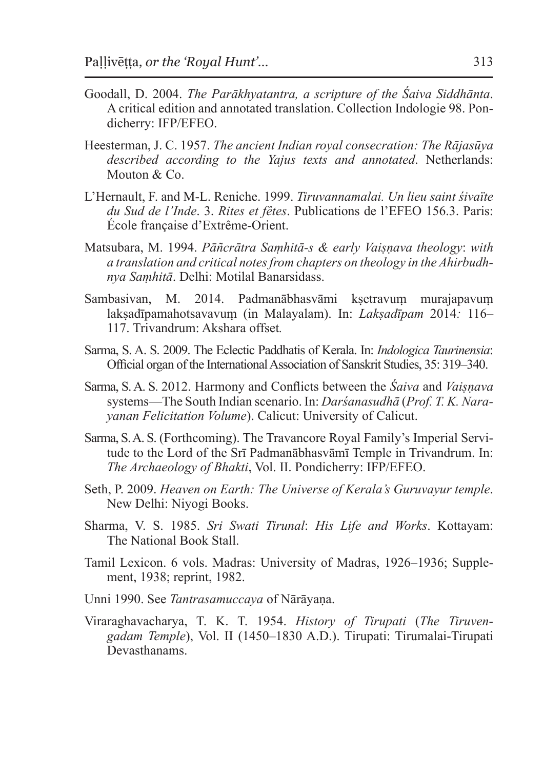Goodall, D. 2004. *The Parākhyatantra, a scripture of the Śaiva Siddhānta*. A critical edition and annotated translation. Collection Indologie 98. Pondicherry: IFP/EFEO.

Heesterman, J. C. 1957. *The ancient Indian royal consecration: The Rājasūya described according to the Yajus texts and annotated*. Netherlands: Mouton & Co.

L'Hernault, F. and M-L. Reniche. 1999. *Tiruvannamalai. Un lieu saint śivaïte du Sud de l'Inde*. 3. *Rites et fêtes*. Publications de l'EFEO 156.3. Paris: École française d'Extrême-Orient.

Matsubara, M. 1994. *Pāñcrātra Saṃhitā-s & early Vaiṣṇava theology*: *with a translation and critical notes from chapters on theology in the Ahirbudhnya Saṃhitā*. Delhi: Motilal Banarsidass.

Sambasivan, M. 2014. Padmanābhasvāmi kṣetravuṃ murajapavuṃ lakṣadīpamahotsavavuṃ (in Malayalam). In: *Lakṣadīpam* 2014*:* 116–117. Trivandrum: Akshara offset*.*

Sarma, S. A. S. 2009. The Eclectic Paddhatis of Kerala. In: *Indologica Taurinensia*: Official organ of the International Association of Sanskrit Studies, 35: 319–340.

Sarma, S. A. S. 2012. Harmony and Conflicts between the *Śaiva* and *Vaiṣṇava* systems—The South Indian scenario. In: *Darśanasudhā* (*Prof. T. K. Narayanan Felicitation Volume*). Calicut: University of Calicut.

Sarma, S. A. S. (Forthcoming). The Travancore Royal Family's Imperial Servitude to the Lord of the Srī Padmanābhasvāmī Temple in Trivandrum. In: *The Archaeology of Bhakti*, Vol. II. Pondicherry: IFP/EFEO.

Seth, P. 2009. *Heaven on Earth: The Universe of Kerala's Guruvayur temple*. New Delhi: Niyogi Books.

Sharma, V. S. 1985. *Sri Swati Tirunal*: *His Life and Works*. Kottayam: The National Book Stall.

Tamil Lexicon. 6 vols. Madras: University of Madras, 1926–1936; Supplement, 1938; reprint, 1982.

Unni 1990. See *Tantrasamuccaya* of Nārāyaṇa.

Viraraghavacharya, T. K. T. 1954. *History of Tirupati* (*The Tiruvengadam Temple*), Vol. II (1450–1830 A.D.). Tirupati: Tirumalai-Tirupati Devasthanams.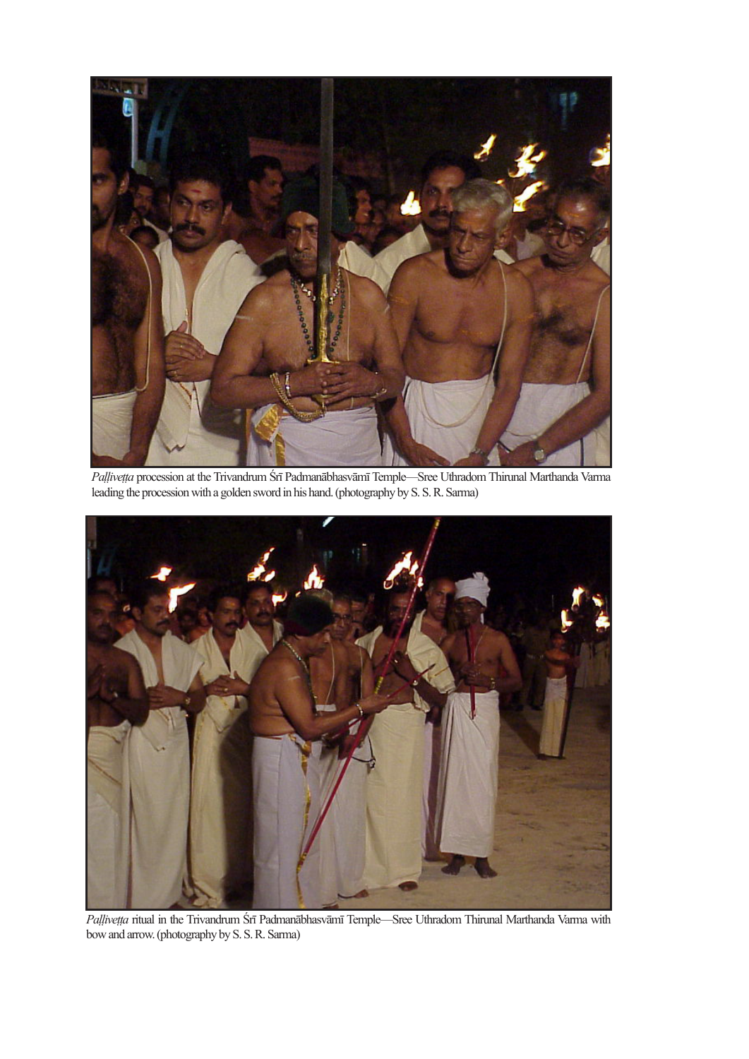*Paḷḷiveṭṭa* procession at the Trivandrum Śrī Padmanābhasvāmī Temple—Sree Uthradom Thirunal Marthanda Varma leading the procession with a golden sword in his hand. (photography by S. S. R. Sarma)

*Paḷḷiveṭṭa* ritual in the Trivandrum Śrī Padmanābhasvāmī Temple—Sree Uthradom Thirunal Marthanda Varma with bow and arrow. (photography by S. S. R. Sarma)